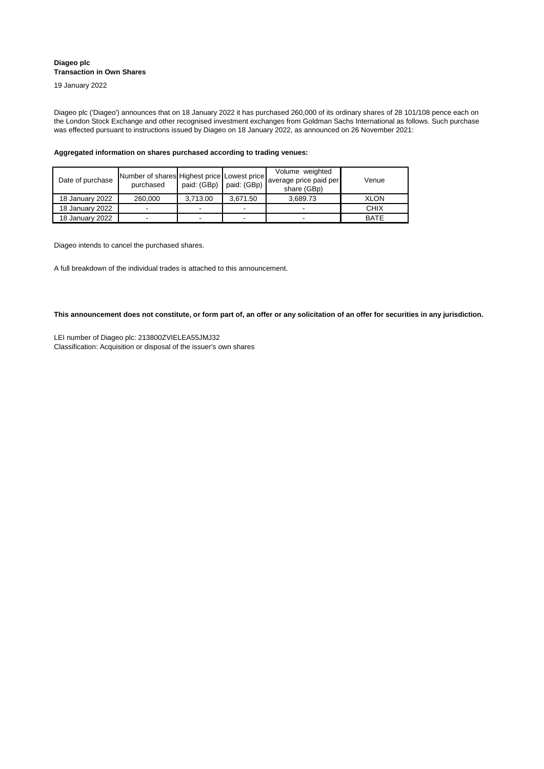**Diageo plc**
**Transaction in Own Shares**

19 January 2022

Diageo plc ('Diageo') announces that on 18 January 2022 it has purchased 260,000 of its ordinary shares of 28 101/108 pence each on the London Stock Exchange and other recognised investment exchanges from Goldman Sachs International as follows. Such purchase was effected pursuant to instructions issued by Diageo on 18 January 2022, as announced on 26 November 2021:

**Aggregated information on shares purchased according to trading venues:**

| Date of purchase | Number of shares purchased | Highest price paid: (GBp) | Lowest price paid: (GBp) | Volume weighted average price paid per share (GBp) | Venue |
|---|---|---|---|---|---|
| 18 January 2022 | 260,000 | 3,713.00 | 3,671.50 | 3,689.73 | XLON |
| 18 January 2022 | - | - | - | - | CHIX |
| 18 January 2022 | - | - | - | - | BATE |

Diageo intends to cancel the purchased shares.

A full breakdown of the individual trades is attached to this announcement.

**This announcement does not constitute, or form part of, an offer or any solicitation of an offer for securities in any jurisdiction.**

LEI number of Diageo plc: 213800ZVIELEA55JMJ32
Classification: Acquisition or disposal of the issuer's own shares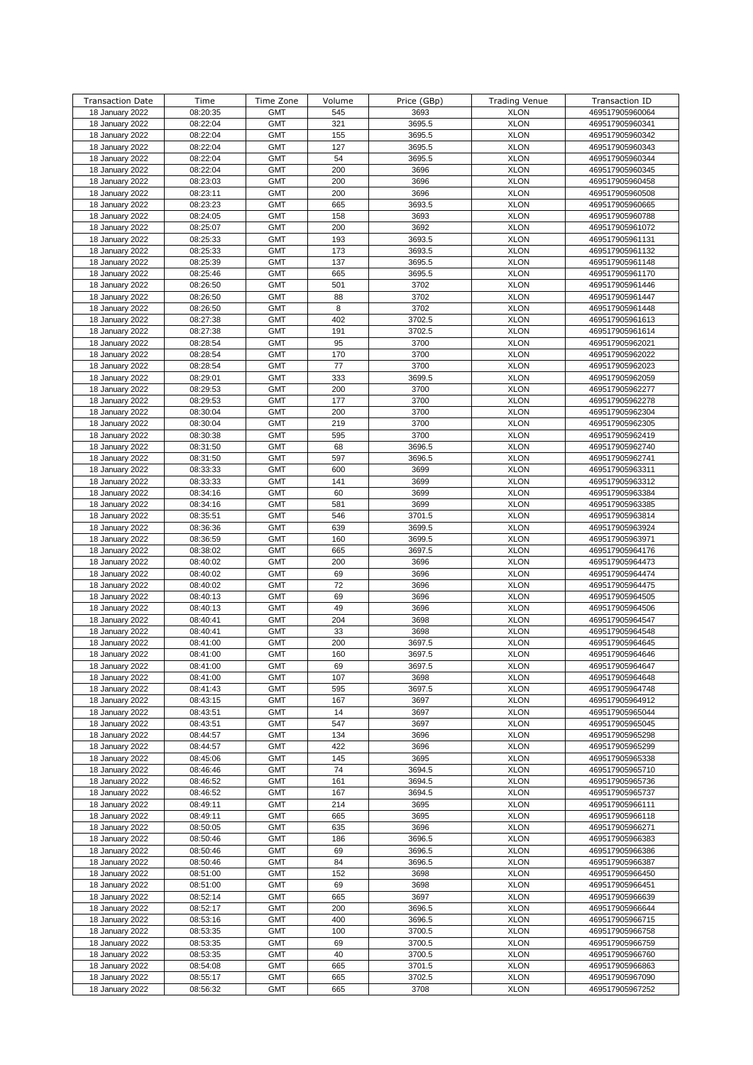| Transaction Date | Time | Time Zone | Volume | Price (GBp) | Trading Venue | Transaction ID |
|---|---|---|---|---|---|---|
| 18 January 2022 | 08:20:35 | GMT | 545 | 3693 | XLON | 469517905960064 |
| 18 January 2022 | 08:22:04 | GMT | 321 | 3695.5 | XLON | 469517905960341 |
| 18 January 2022 | 08:22:04 | GMT | 155 | 3695.5 | XLON | 469517905960342 |
| 18 January 2022 | 08:22:04 | GMT | 127 | 3695.5 | XLON | 469517905960343 |
| 18 January 2022 | 08:22:04 | GMT | 54 | 3695.5 | XLON | 469517905960344 |
| 18 January 2022 | 08:22:04 | GMT | 200 | 3696 | XLON | 469517905960345 |
| 18 January 2022 | 08:23:03 | GMT | 200 | 3696 | XLON | 469517905960458 |
| 18 January 2022 | 08:23:11 | GMT | 200 | 3696 | XLON | 469517905960508 |
| 18 January 2022 | 08:23:23 | GMT | 665 | 3693.5 | XLON | 469517905960665 |
| 18 January 2022 | 08:24:05 | GMT | 158 | 3693 | XLON | 469517905960788 |
| 18 January 2022 | 08:25:07 | GMT | 200 | 3692 | XLON | 469517905961072 |
| 18 January 2022 | 08:25:33 | GMT | 193 | 3693.5 | XLON | 469517905961131 |
| 18 January 2022 | 08:25:33 | GMT | 173 | 3693.5 | XLON | 469517905961132 |
| 18 January 2022 | 08:25:39 | GMT | 137 | 3695.5 | XLON | 469517905961148 |
| 18 January 2022 | 08:25:46 | GMT | 665 | 3695.5 | XLON | 469517905961170 |
| 18 January 2022 | 08:26:50 | GMT | 501 | 3702 | XLON | 469517905961446 |
| 18 January 2022 | 08:26:50 | GMT | 88 | 3702 | XLON | 469517905961447 |
| 18 January 2022 | 08:26:50 | GMT | 8 | 3702 | XLON | 469517905961448 |
| 18 January 2022 | 08:27:38 | GMT | 402 | 3702.5 | XLON | 469517905961613 |
| 18 January 2022 | 08:27:38 | GMT | 191 | 3702.5 | XLON | 469517905961614 |
| 18 January 2022 | 08:28:54 | GMT | 95 | 3700 | XLON | 469517905962021 |
| 18 January 2022 | 08:28:54 | GMT | 170 | 3700 | XLON | 469517905962022 |
| 18 January 2022 | 08:28:54 | GMT | 77 | 3700 | XLON | 469517905962023 |
| 18 January 2022 | 08:29:01 | GMT | 333 | 3699.5 | XLON | 469517905962059 |
| 18 January 2022 | 08:29:53 | GMT | 200 | 3700 | XLON | 469517905962277 |
| 18 January 2022 | 08:29:53 | GMT | 177 | 3700 | XLON | 469517905962278 |
| 18 January 2022 | 08:30:04 | GMT | 200 | 3700 | XLON | 469517905962304 |
| 18 January 2022 | 08:30:04 | GMT | 219 | 3700 | XLON | 469517905962305 |
| 18 January 2022 | 08:30:38 | GMT | 595 | 3700 | XLON | 469517905962419 |
| 18 January 2022 | 08:31:50 | GMT | 68 | 3696.5 | XLON | 469517905962740 |
| 18 January 2022 | 08:31:50 | GMT | 597 | 3696.5 | XLON | 469517905962741 |
| 18 January 2022 | 08:33:33 | GMT | 600 | 3699 | XLON | 469517905963311 |
| 18 January 2022 | 08:33:33 | GMT | 141 | 3699 | XLON | 469517905963312 |
| 18 January 2022 | 08:34:16 | GMT | 60 | 3699 | XLON | 469517905963384 |
| 18 January 2022 | 08:34:16 | GMT | 581 | 3699 | XLON | 469517905963385 |
| 18 January 2022 | 08:35:51 | GMT | 546 | 3701.5 | XLON | 469517905963814 |
| 18 January 2022 | 08:36:36 | GMT | 639 | 3699.5 | XLON | 469517905963924 |
| 18 January 2022 | 08:36:59 | GMT | 160 | 3699.5 | XLON | 469517905963971 |
| 18 January 2022 | 08:38:02 | GMT | 665 | 3697.5 | XLON | 469517905964176 |
| 18 January 2022 | 08:40:02 | GMT | 200 | 3696 | XLON | 469517905964473 |
| 18 January 2022 | 08:40:02 | GMT | 69 | 3696 | XLON | 469517905964474 |
| 18 January 2022 | 08:40:02 | GMT | 72 | 3696 | XLON | 469517905964475 |
| 18 January 2022 | 08:40:13 | GMT | 69 | 3696 | XLON | 469517905964505 |
| 18 January 2022 | 08:40:13 | GMT | 49 | 3696 | XLON | 469517905964506 |
| 18 January 2022 | 08:40:41 | GMT | 204 | 3698 | XLON | 469517905964547 |
| 18 January 2022 | 08:40:41 | GMT | 33 | 3698 | XLON | 469517905964548 |
| 18 January 2022 | 08:41:00 | GMT | 200 | 3697.5 | XLON | 469517905964645 |
| 18 January 2022 | 08:41:00 | GMT | 160 | 3697.5 | XLON | 469517905964646 |
| 18 January 2022 | 08:41:00 | GMT | 69 | 3697.5 | XLON | 469517905964647 |
| 18 January 2022 | 08:41:00 | GMT | 107 | 3698 | XLON | 469517905964648 |
| 18 January 2022 | 08:41:43 | GMT | 595 | 3697.5 | XLON | 469517905964748 |
| 18 January 2022 | 08:43:15 | GMT | 167 | 3697 | XLON | 469517905964912 |
| 18 January 2022 | 08:43:51 | GMT | 14 | 3697 | XLON | 469517905965044 |
| 18 January 2022 | 08:43:51 | GMT | 547 | 3697 | XLON | 469517905965045 |
| 18 January 2022 | 08:44:57 | GMT | 134 | 3696 | XLON | 469517905965298 |
| 18 January 2022 | 08:44:57 | GMT | 422 | 3696 | XLON | 469517905965299 |
| 18 January 2022 | 08:45:06 | GMT | 145 | 3695 | XLON | 469517905965338 |
| 18 January 2022 | 08:46:46 | GMT | 74 | 3694.5 | XLON | 469517905965710 |
| 18 January 2022 | 08:46:52 | GMT | 161 | 3694.5 | XLON | 469517905965736 |
| 18 January 2022 | 08:46:52 | GMT | 167 | 3694.5 | XLON | 469517905965737 |
| 18 January 2022 | 08:49:11 | GMT | 214 | 3695 | XLON | 469517905966111 |
| 18 January 2022 | 08:49:11 | GMT | 665 | 3695 | XLON | 469517905966118 |
| 18 January 2022 | 08:50:05 | GMT | 635 | 3696 | XLON | 469517905966271 |
| 18 January 2022 | 08:50:46 | GMT | 186 | 3696.5 | XLON | 469517905966383 |
| 18 January 2022 | 08:50:46 | GMT | 69 | 3696.5 | XLON | 469517905966386 |
| 18 January 2022 | 08:50:46 | GMT | 84 | 3696.5 | XLON | 469517905966387 |
| 18 January 2022 | 08:51:00 | GMT | 152 | 3698 | XLON | 469517905966450 |
| 18 January 2022 | 08:51:00 | GMT | 69 | 3698 | XLON | 469517905966451 |
| 18 January 2022 | 08:52:14 | GMT | 665 | 3697 | XLON | 469517905966639 |
| 18 January 2022 | 08:52:17 | GMT | 200 | 3696.5 | XLON | 469517905966644 |
| 18 January 2022 | 08:53:16 | GMT | 400 | 3696.5 | XLON | 469517905966715 |
| 18 January 2022 | 08:53:35 | GMT | 100 | 3700.5 | XLON | 469517905966758 |
| 18 January 2022 | 08:53:35 | GMT | 69 | 3700.5 | XLON | 469517905966759 |
| 18 January 2022 | 08:53:35 | GMT | 40 | 3700.5 | XLON | 469517905966760 |
| 18 January 2022 | 08:54:08 | GMT | 665 | 3701.5 | XLON | 469517905966863 |
| 18 January 2022 | 08:55:17 | GMT | 665 | 3702.5 | XLON | 469517905967090 |
| 18 January 2022 | 08:56:32 | GMT | 665 | 3708 | XLON | 469517905967252 |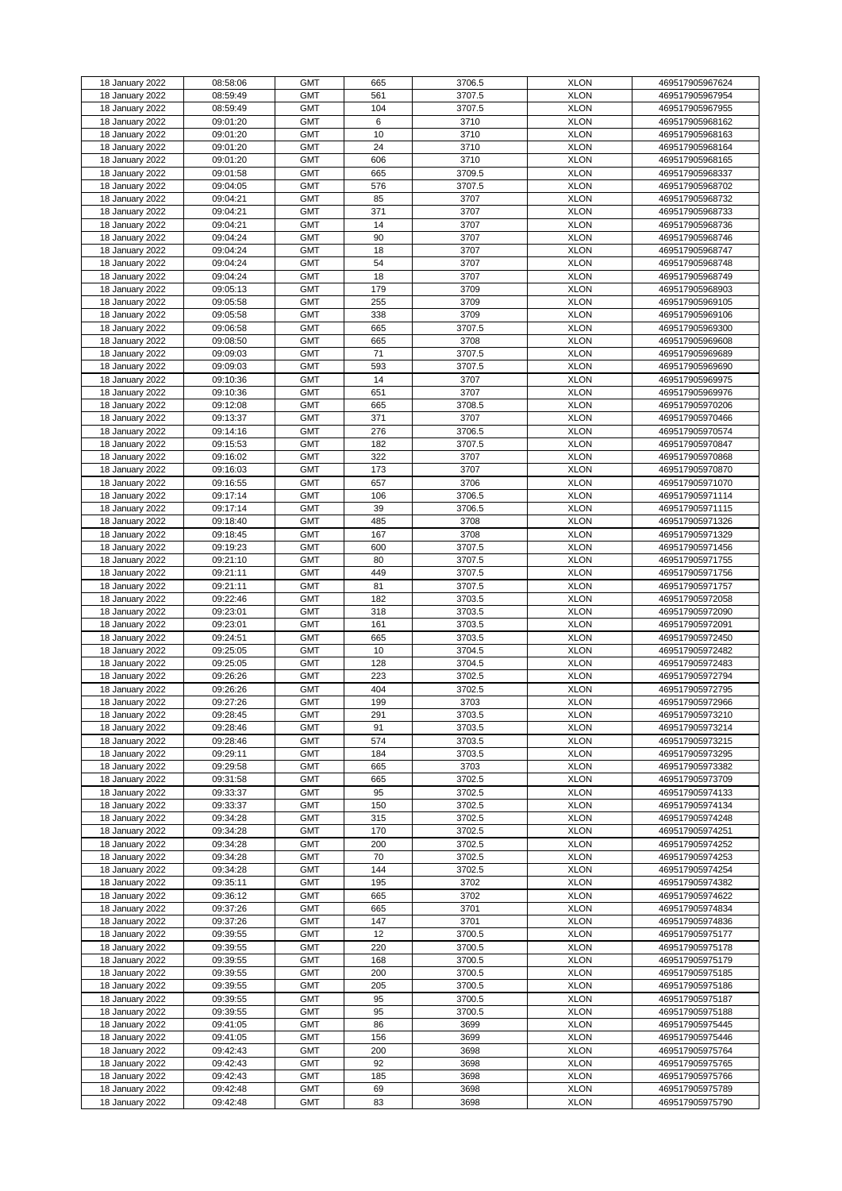| 18 January 2022 | 08:58:06 | GMT | 665 | 3706.5 | XLON | 469517905967624 |
|---|---|---|---|---|---|---|
| 18 January 2022 | 08:59:49 | GMT | 561 | 3707.5 | XLON | 469517905967954 |
| 18 January 2022 | 08:59:49 | GMT | 104 | 3707.5 | XLON | 469517905967955 |
| 18 January 2022 | 09:01:20 | GMT | 6 | 3710 | XLON | 469517905968162 |
| 18 January 2022 | 09:01:20 | GMT | 10 | 3710 | XLON | 469517905968163 |
| 18 January 2022 | 09:01:20 | GMT | 24 | 3710 | XLON | 469517905968164 |
| 18 January 2022 | 09:01:20 | GMT | 606 | 3710 | XLON | 469517905968165 |
| 18 January 2022 | 09:01:58 | GMT | 665 | 3709.5 | XLON | 469517905968337 |
| 18 January 2022 | 09:04:05 | GMT | 576 | 3707.5 | XLON | 469517905968702 |
| 18 January 2022 | 09:04:21 | GMT | 85 | 3707 | XLON | 469517905968732 |
| 18 January 2022 | 09:04:21 | GMT | 371 | 3707 | XLON | 469517905968733 |
| 18 January 2022 | 09:04:21 | GMT | 14 | 3707 | XLON | 469517905968736 |
| 18 January 2022 | 09:04:24 | GMT | 90 | 3707 | XLON | 469517905968746 |
| 18 January 2022 | 09:04:24 | GMT | 18 | 3707 | XLON | 469517905968747 |
| 18 January 2022 | 09:04:24 | GMT | 54 | 3707 | XLON | 469517905968748 |
| 18 January 2022 | 09:04:24 | GMT | 18 | 3707 | XLON | 469517905968749 |
| 18 January 2022 | 09:05:13 | GMT | 179 | 3709 | XLON | 469517905968903 |
| 18 January 2022 | 09:05:58 | GMT | 255 | 3709 | XLON | 469517905969105 |
| 18 January 2022 | 09:05:58 | GMT | 338 | 3709 | XLON | 469517905969106 |
| 18 January 2022 | 09:06:58 | GMT | 665 | 3707.5 | XLON | 469517905969300 |
| 18 January 2022 | 09:08:50 | GMT | 665 | 3708 | XLON | 469517905969608 |
| 18 January 2022 | 09:09:03 | GMT | 71 | 3707.5 | XLON | 469517905969689 |
| 18 January 2022 | 09:09:03 | GMT | 593 | 3707.5 | XLON | 469517905969690 |
| 18 January 2022 | 09:10:36 | GMT | 14 | 3707 | XLON | 469517905969975 |
| 18 January 2022 | 09:10:36 | GMT | 651 | 3707 | XLON | 469517905969976 |
| 18 January 2022 | 09:12:08 | GMT | 665 | 3708.5 | XLON | 469517905970206 |
| 18 January 2022 | 09:13:37 | GMT | 371 | 3707 | XLON | 469517905970466 |
| 18 January 2022 | 09:14:16 | GMT | 276 | 3706.5 | XLON | 469517905970574 |
| 18 January 2022 | 09:15:53 | GMT | 182 | 3707.5 | XLON | 469517905970847 |
| 18 January 2022 | 09:16:02 | GMT | 322 | 3707 | XLON | 469517905970868 |
| 18 January 2022 | 09:16:03 | GMT | 173 | 3707 | XLON | 469517905970870 |
| 18 January 2022 | 09:16:55 | GMT | 657 | 3706 | XLON | 469517905971070 |
| 18 January 2022 | 09:17:14 | GMT | 106 | 3706.5 | XLON | 469517905971114 |
| 18 January 2022 | 09:17:14 | GMT | 39 | 3706.5 | XLON | 469517905971115 |
| 18 January 2022 | 09:18:40 | GMT | 485 | 3708 | XLON | 469517905971326 |
| 18 January 2022 | 09:18:45 | GMT | 167 | 3708 | XLON | 469517905971329 |
| 18 January 2022 | 09:19:23 | GMT | 600 | 3707.5 | XLON | 469517905971456 |
| 18 January 2022 | 09:21:10 | GMT | 80 | 3707.5 | XLON | 469517905971755 |
| 18 January 2022 | 09:21:11 | GMT | 449 | 3707.5 | XLON | 469517905971756 |
| 18 January 2022 | 09:21:11 | GMT | 81 | 3707.5 | XLON | 469517905971757 |
| 18 January 2022 | 09:22:46 | GMT | 182 | 3703.5 | XLON | 469517905972058 |
| 18 January 2022 | 09:23:01 | GMT | 318 | 3703.5 | XLON | 469517905972090 |
| 18 January 2022 | 09:23:01 | GMT | 161 | 3703.5 | XLON | 469517905972091 |
| 18 January 2022 | 09:24:51 | GMT | 665 | 3703.5 | XLON | 469517905972450 |
| 18 January 2022 | 09:25:05 | GMT | 10 | 3704.5 | XLON | 469517905972482 |
| 18 January 2022 | 09:25:05 | GMT | 128 | 3704.5 | XLON | 469517905972483 |
| 18 January 2022 | 09:26:26 | GMT | 223 | 3702.5 | XLON | 469517905972794 |
| 18 January 2022 | 09:26:26 | GMT | 404 | 3702.5 | XLON | 469517905972795 |
| 18 January 2022 | 09:27:26 | GMT | 199 | 3703 | XLON | 469517905972966 |
| 18 January 2022 | 09:28:45 | GMT | 291 | 3703.5 | XLON | 469517905973210 |
| 18 January 2022 | 09:28:46 | GMT | 91 | 3703.5 | XLON | 469517905973214 |
| 18 January 2022 | 09:28:46 | GMT | 574 | 3703.5 | XLON | 469517905973215 |
| 18 January 2022 | 09:29:11 | GMT | 184 | 3703.5 | XLON | 469517905973295 |
| 18 January 2022 | 09:29:58 | GMT | 665 | 3703 | XLON | 469517905973382 |
| 18 January 2022 | 09:31:58 | GMT | 665 | 3702.5 | XLON | 469517905973709 |
| 18 January 2022 | 09:33:37 | GMT | 95 | 3702.5 | XLON | 469517905974133 |
| 18 January 2022 | 09:33:37 | GMT | 150 | 3702.5 | XLON | 469517905974134 |
| 18 January 2022 | 09:34:28 | GMT | 315 | 3702.5 | XLON | 469517905974248 |
| 18 January 2022 | 09:34:28 | GMT | 170 | 3702.5 | XLON | 469517905974251 |
| 18 January 2022 | 09:34:28 | GMT | 200 | 3702.5 | XLON | 469517905974252 |
| 18 January 2022 | 09:34:28 | GMT | 70 | 3702.5 | XLON | 469517905974253 |
| 18 January 2022 | 09:34:28 | GMT | 144 | 3702.5 | XLON | 469517905974254 |
| 18 January 2022 | 09:35:11 | GMT | 195 | 3702 | XLON | 469517905974382 |
| 18 January 2022 | 09:36:12 | GMT | 665 | 3702 | XLON | 469517905974622 |
| 18 January 2022 | 09:37:26 | GMT | 665 | 3701 | XLON | 469517905974834 |
| 18 January 2022 | 09:37:26 | GMT | 147 | 3701 | XLON | 469517905974836 |
| 18 January 2022 | 09:39:55 | GMT | 12 | 3700.5 | XLON | 469517905975177 |
| 18 January 2022 | 09:39:55 | GMT | 220 | 3700.5 | XLON | 469517905975178 |
| 18 January 2022 | 09:39:55 | GMT | 168 | 3700.5 | XLON | 469517905975179 |
| 18 January 2022 | 09:39:55 | GMT | 200 | 3700.5 | XLON | 469517905975185 |
| 18 January 2022 | 09:39:55 | GMT | 205 | 3700.5 | XLON | 469517905975186 |
| 18 January 2022 | 09:39:55 | GMT | 95 | 3700.5 | XLON | 469517905975187 |
| 18 January 2022 | 09:39:55 | GMT | 95 | 3700.5 | XLON | 469517905975188 |
| 18 January 2022 | 09:41:05 | GMT | 86 | 3699 | XLON | 469517905975445 |
| 18 January 2022 | 09:41:05 | GMT | 156 | 3699 | XLON | 469517905975446 |
| 18 January 2022 | 09:42:43 | GMT | 200 | 3698 | XLON | 469517905975764 |
| 18 January 2022 | 09:42:43 | GMT | 92 | 3698 | XLON | 469517905975765 |
| 18 January 2022 | 09:42:43 | GMT | 185 | 3698 | XLON | 469517905975766 |
| 18 January 2022 | 09:42:48 | GMT | 69 | 3698 | XLON | 469517905975789 |
| 18 January 2022 | 09:42:48 | GMT | 83 | 3698 | XLON | 469517905975790 |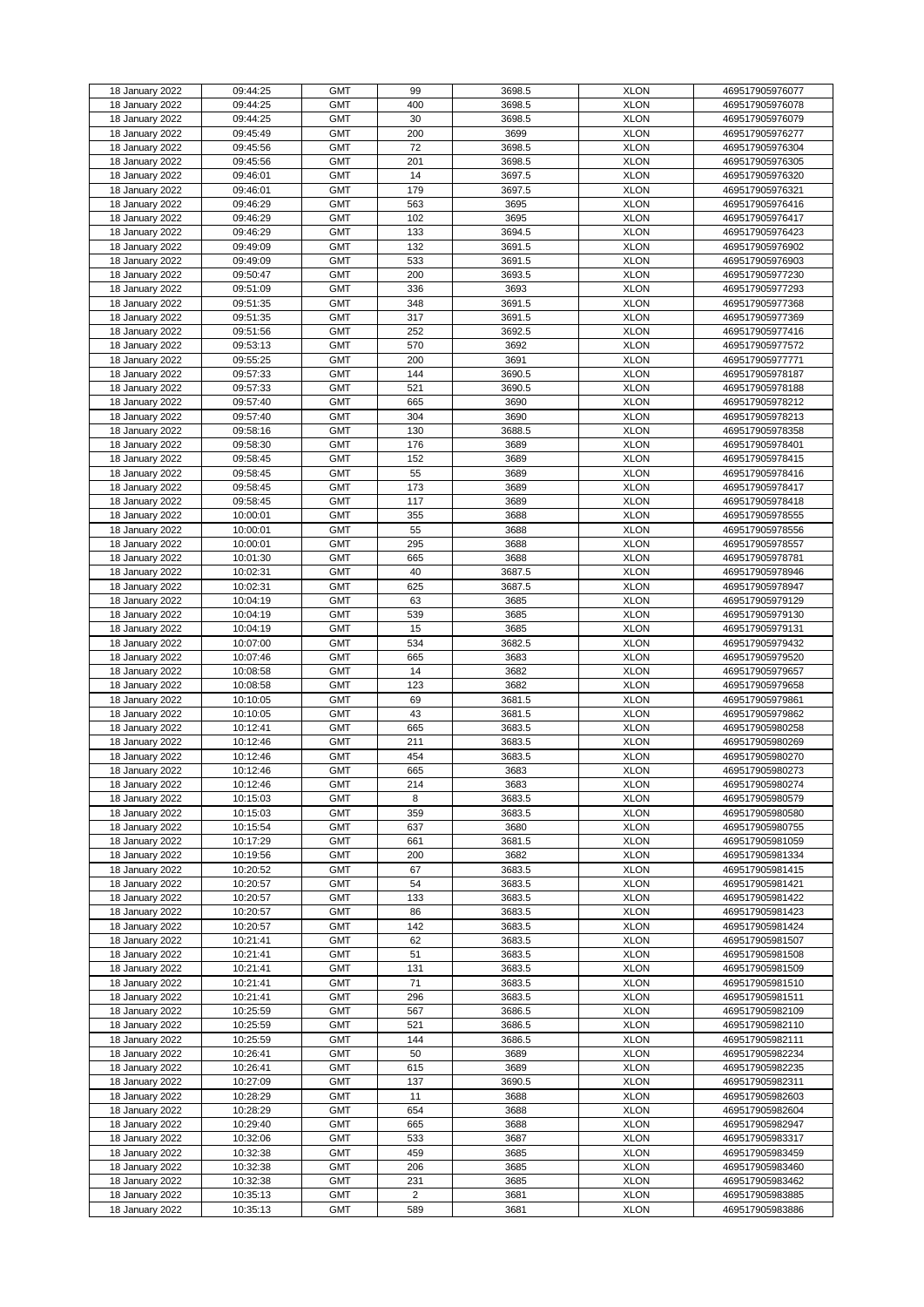| 18 January 2022 | 09:44:25 | GMT | 99 | 3698.5 | XLON | 469517905976077 |
|---|---|---|---|---|---|---|
| 18 January 2022 | 09:44:25 | GMT | 400 | 3698.5 | XLON | 469517905976078 |
| 18 January 2022 | 09:44:25 | GMT | 30 | 3698.5 | XLON | 469517905976079 |
| 18 January 2022 | 09:45:49 | GMT | 200 | 3699 | XLON | 469517905976277 |
| 18 January 2022 | 09:45:56 | GMT | 72 | 3698.5 | XLON | 469517905976304 |
| 18 January 2022 | 09:45:56 | GMT | 201 | 3698.5 | XLON | 469517905976305 |
| 18 January 2022 | 09:46:01 | GMT | 14 | 3697.5 | XLON | 469517905976320 |
| 18 January 2022 | 09:46:01 | GMT | 179 | 3697.5 | XLON | 469517905976321 |
| 18 January 2022 | 09:46:29 | GMT | 563 | 3695 | XLON | 469517905976416 |
| 18 January 2022 | 09:46:29 | GMT | 102 | 3695 | XLON | 469517905976417 |
| 18 January 2022 | 09:46:29 | GMT | 133 | 3694.5 | XLON | 469517905976423 |
| 18 January 2022 | 09:49:09 | GMT | 132 | 3691.5 | XLON | 469517905976902 |
| 18 January 2022 | 09:49:09 | GMT | 533 | 3691.5 | XLON | 469517905976903 |
| 18 January 2022 | 09:50:47 | GMT | 200 | 3693.5 | XLON | 469517905977230 |
| 18 January 2022 | 09:51:09 | GMT | 336 | 3693 | XLON | 469517905977293 |
| 18 January 2022 | 09:51:35 | GMT | 348 | 3691.5 | XLON | 469517905977368 |
| 18 January 2022 | 09:51:35 | GMT | 317 | 3691.5 | XLON | 469517905977369 |
| 18 January 2022 | 09:51:56 | GMT | 252 | 3692.5 | XLON | 469517905977416 |
| 18 January 2022 | 09:53:13 | GMT | 570 | 3692 | XLON | 469517905977572 |
| 18 January 2022 | 09:55:25 | GMT | 200 | 3691 | XLON | 469517905977771 |
| 18 January 2022 | 09:57:33 | GMT | 144 | 3690.5 | XLON | 469517905978187 |
| 18 January 2022 | 09:57:33 | GMT | 521 | 3690.5 | XLON | 469517905978188 |
| 18 January 2022 | 09:57:40 | GMT | 665 | 3690 | XLON | 469517905978212 |
| 18 January 2022 | 09:57:40 | GMT | 304 | 3690 | XLON | 469517905978213 |
| 18 January 2022 | 09:58:16 | GMT | 130 | 3688.5 | XLON | 469517905978358 |
| 18 January 2022 | 09:58:30 | GMT | 176 | 3689 | XLON | 469517905978401 |
| 18 January 2022 | 09:58:45 | GMT | 152 | 3689 | XLON | 469517905978415 |
| 18 January 2022 | 09:58:45 | GMT | 55 | 3689 | XLON | 469517905978416 |
| 18 January 2022 | 09:58:45 | GMT | 173 | 3689 | XLON | 469517905978417 |
| 18 January 2022 | 09:58:45 | GMT | 117 | 3689 | XLON | 469517905978418 |
| 18 January 2022 | 10:00:01 | GMT | 355 | 3688 | XLON | 469517905978555 |
| 18 January 2022 | 10:00:01 | GMT | 55 | 3688 | XLON | 469517905978556 |
| 18 January 2022 | 10:00:01 | GMT | 295 | 3688 | XLON | 469517905978557 |
| 18 January 2022 | 10:01:30 | GMT | 665 | 3688 | XLON | 469517905978781 |
| 18 January 2022 | 10:02:31 | GMT | 40 | 3687.5 | XLON | 469517905978946 |
| 18 January 2022 | 10:02:31 | GMT | 625 | 3687.5 | XLON | 469517905978947 |
| 18 January 2022 | 10:04:19 | GMT | 63 | 3685 | XLON | 469517905979129 |
| 18 January 2022 | 10:04:19 | GMT | 539 | 3685 | XLON | 469517905979130 |
| 18 January 2022 | 10:04:19 | GMT | 15 | 3685 | XLON | 469517905979131 |
| 18 January 2022 | 10:07:00 | GMT | 534 | 3682.5 | XLON | 469517905979432 |
| 18 January 2022 | 10:07:46 | GMT | 665 | 3683 | XLON | 469517905979520 |
| 18 January 2022 | 10:08:58 | GMT | 14 | 3682 | XLON | 469517905979657 |
| 18 January 2022 | 10:08:58 | GMT | 123 | 3682 | XLON | 469517905979658 |
| 18 January 2022 | 10:10:05 | GMT | 69 | 3681.5 | XLON | 469517905979861 |
| 18 January 2022 | 10:10:05 | GMT | 43 | 3681.5 | XLON | 469517905979862 |
| 18 January 2022 | 10:12:41 | GMT | 665 | 3683.5 | XLON | 469517905980258 |
| 18 January 2022 | 10:12:46 | GMT | 211 | 3683.5 | XLON | 469517905980269 |
| 18 January 2022 | 10:12:46 | GMT | 454 | 3683.5 | XLON | 469517905980270 |
| 18 January 2022 | 10:12:46 | GMT | 665 | 3683 | XLON | 469517905980273 |
| 18 January 2022 | 10:12:46 | GMT | 214 | 3683 | XLON | 469517905980274 |
| 18 January 2022 | 10:15:03 | GMT | 8 | 3683.5 | XLON | 469517905980579 |
| 18 January 2022 | 10:15:03 | GMT | 359 | 3683.5 | XLON | 469517905980580 |
| 18 January 2022 | 10:15:54 | GMT | 637 | 3680 | XLON | 469517905980755 |
| 18 January 2022 | 10:17:29 | GMT | 661 | 3681.5 | XLON | 469517905981059 |
| 18 January 2022 | 10:19:56 | GMT | 200 | 3682 | XLON | 469517905981334 |
| 18 January 2022 | 10:20:52 | GMT | 67 | 3683.5 | XLON | 469517905981415 |
| 18 January 2022 | 10:20:57 | GMT | 54 | 3683.5 | XLON | 469517905981421 |
| 18 January 2022 | 10:20:57 | GMT | 133 | 3683.5 | XLON | 469517905981422 |
| 18 January 2022 | 10:20:57 | GMT | 86 | 3683.5 | XLON | 469517905981423 |
| 18 January 2022 | 10:20:57 | GMT | 142 | 3683.5 | XLON | 469517905981424 |
| 18 January 2022 | 10:21:41 | GMT | 62 | 3683.5 | XLON | 469517905981507 |
| 18 January 2022 | 10:21:41 | GMT | 51 | 3683.5 | XLON | 469517905981508 |
| 18 January 2022 | 10:21:41 | GMT | 131 | 3683.5 | XLON | 469517905981509 |
| 18 January 2022 | 10:21:41 | GMT | 71 | 3683.5 | XLON | 469517905981510 |
| 18 January 2022 | 10:21:41 | GMT | 296 | 3683.5 | XLON | 469517905981511 |
| 18 January 2022 | 10:25:59 | GMT | 567 | 3686.5 | XLON | 469517905982109 |
| 18 January 2022 | 10:25:59 | GMT | 521 | 3686.5 | XLON | 469517905982110 |
| 18 January 2022 | 10:25:59 | GMT | 144 | 3686.5 | XLON | 469517905982111 |
| 18 January 2022 | 10:26:41 | GMT | 50 | 3689 | XLON | 469517905982234 |
| 18 January 2022 | 10:26:41 | GMT | 615 | 3689 | XLON | 469517905982235 |
| 18 January 2022 | 10:27:09 | GMT | 137 | 3690.5 | XLON | 469517905982311 |
| 18 January 2022 | 10:28:29 | GMT | 11 | 3688 | XLON | 469517905982603 |
| 18 January 2022 | 10:28:29 | GMT | 654 | 3688 | XLON | 469517905982604 |
| 18 January 2022 | 10:29:40 | GMT | 665 | 3688 | XLON | 469517905982947 |
| 18 January 2022 | 10:32:06 | GMT | 533 | 3687 | XLON | 469517905983317 |
| 18 January 2022 | 10:32:38 | GMT | 459 | 3685 | XLON | 469517905983459 |
| 18 January 2022 | 10:32:38 | GMT | 206 | 3685 | XLON | 469517905983460 |
| 18 January 2022 | 10:32:38 | GMT | 231 | 3685 | XLON | 469517905983462 |
| 18 January 2022 | 10:35:13 | GMT | 2 | 3681 | XLON | 469517905983885 |
| 18 January 2022 | 10:35:13 | GMT | 589 | 3681 | XLON | 469517905983886 |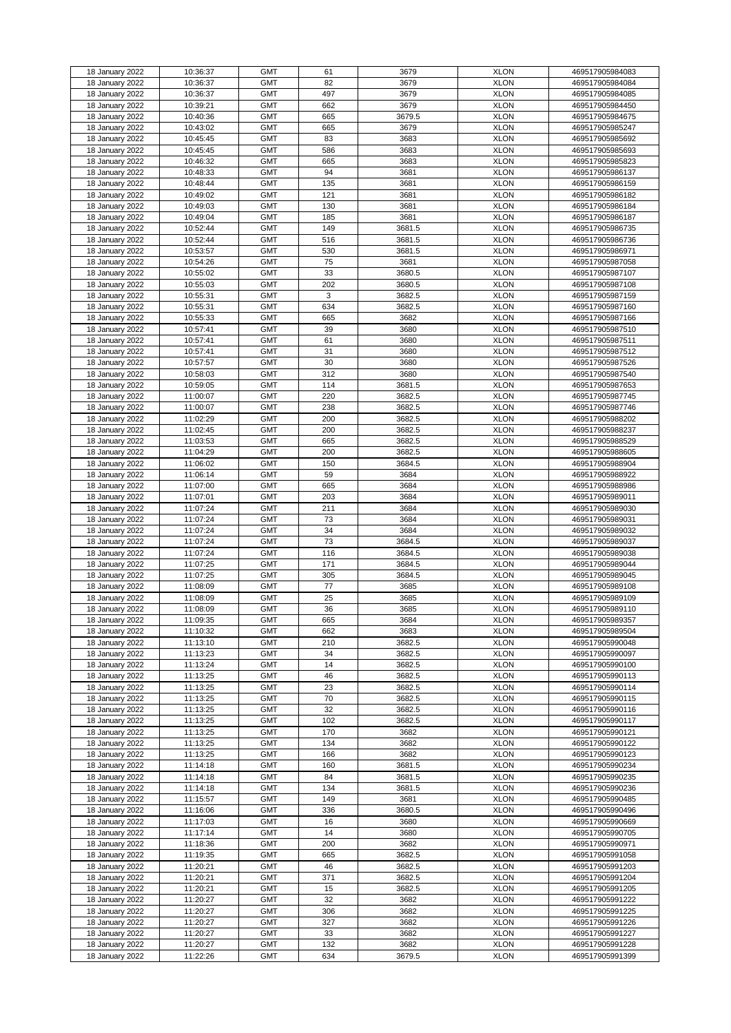| 18 January 2022 | 10:36:37 | GMT | 61 | 3679 | XLON | 469517905984083 |
|---|---|---|---|---|---|---|
| 18 January 2022 | 10:36:37 | GMT | 82 | 3679 | XLON | 469517905984084 |
| 18 January 2022 | 10:36:37 | GMT | 497 | 3679 | XLON | 469517905984085 |
| 18 January 2022 | 10:39:21 | GMT | 662 | 3679 | XLON | 469517905984450 |
| 18 January 2022 | 10:40:36 | GMT | 665 | 3679.5 | XLON | 469517905984675 |
| 18 January 2022 | 10:43:02 | GMT | 665 | 3679 | XLON | 469517905985247 |
| 18 January 2022 | 10:45:45 | GMT | 83 | 3683 | XLON | 469517905985692 |
| 18 January 2022 | 10:45:45 | GMT | 586 | 3683 | XLON | 469517905985693 |
| 18 January 2022 | 10:46:32 | GMT | 665 | 3683 | XLON | 469517905985823 |
| 18 January 2022 | 10:48:33 | GMT | 94 | 3681 | XLON | 469517905986137 |
| 18 January 2022 | 10:48:44 | GMT | 135 | 3681 | XLON | 469517905986159 |
| 18 January 2022 | 10:49:02 | GMT | 121 | 3681 | XLON | 469517905986182 |
| 18 January 2022 | 10:49:03 | GMT | 130 | 3681 | XLON | 469517905986184 |
| 18 January 2022 | 10:49:04 | GMT | 185 | 3681 | XLON | 469517905986187 |
| 18 January 2022 | 10:52:44 | GMT | 149 | 3681.5 | XLON | 469517905986735 |
| 18 January 2022 | 10:52:44 | GMT | 516 | 3681.5 | XLON | 469517905986736 |
| 18 January 2022 | 10:53:57 | GMT | 530 | 3681.5 | XLON | 469517905986971 |
| 18 January 2022 | 10:54:26 | GMT | 75 | 3681 | XLON | 469517905987058 |
| 18 January 2022 | 10:55:02 | GMT | 33 | 3680.5 | XLON | 469517905987107 |
| 18 January 2022 | 10:55:03 | GMT | 202 | 3680.5 | XLON | 469517905987108 |
| 18 January 2022 | 10:55:31 | GMT | 3 | 3682.5 | XLON | 469517905987159 |
| 18 January 2022 | 10:55:31 | GMT | 634 | 3682.5 | XLON | 469517905987160 |
| 18 January 2022 | 10:55:33 | GMT | 665 | 3682 | XLON | 469517905987166 |
| 18 January 2022 | 10:57:41 | GMT | 39 | 3680 | XLON | 469517905987510 |
| 18 January 2022 | 10:57:41 | GMT | 61 | 3680 | XLON | 469517905987511 |
| 18 January 2022 | 10:57:41 | GMT | 31 | 3680 | XLON | 469517905987512 |
| 18 January 2022 | 10:57:57 | GMT | 30 | 3680 | XLON | 469517905987526 |
| 18 January 2022 | 10:58:03 | GMT | 312 | 3680 | XLON | 469517905987540 |
| 18 January 2022 | 10:59:05 | GMT | 114 | 3681.5 | XLON | 469517905987653 |
| 18 January 2022 | 11:00:07 | GMT | 220 | 3682.5 | XLON | 469517905987745 |
| 18 January 2022 | 11:00:07 | GMT | 238 | 3682.5 | XLON | 469517905987746 |
| 18 January 2022 | 11:02:29 | GMT | 200 | 3682.5 | XLON | 469517905988202 |
| 18 January 2022 | 11:02:45 | GMT | 200 | 3682.5 | XLON | 469517905988237 |
| 18 January 2022 | 11:03:53 | GMT | 665 | 3682.5 | XLON | 469517905988529 |
| 18 January 2022 | 11:04:29 | GMT | 200 | 3682.5 | XLON | 469517905988605 |
| 18 January 2022 | 11:06:02 | GMT | 150 | 3684.5 | XLON | 469517905988904 |
| 18 January 2022 | 11:06:14 | GMT | 59 | 3684 | XLON | 469517905988922 |
| 18 January 2022 | 11:07:00 | GMT | 665 | 3684 | XLON | 469517905988986 |
| 18 January 2022 | 11:07:01 | GMT | 203 | 3684 | XLON | 469517905989011 |
| 18 January 2022 | 11:07:24 | GMT | 211 | 3684 | XLON | 469517905989030 |
| 18 January 2022 | 11:07:24 | GMT | 73 | 3684 | XLON | 469517905989031 |
| 18 January 2022 | 11:07:24 | GMT | 34 | 3684 | XLON | 469517905989032 |
| 18 January 2022 | 11:07:24 | GMT | 73 | 3684.5 | XLON | 469517905989037 |
| 18 January 2022 | 11:07:24 | GMT | 116 | 3684.5 | XLON | 469517905989038 |
| 18 January 2022 | 11:07:25 | GMT | 171 | 3684.5 | XLON | 469517905989044 |
| 18 January 2022 | 11:07:25 | GMT | 305 | 3684.5 | XLON | 469517905989045 |
| 18 January 2022 | 11:08:09 | GMT | 77 | 3685 | XLON | 469517905989108 |
| 18 January 2022 | 11:08:09 | GMT | 25 | 3685 | XLON | 469517905989109 |
| 18 January 2022 | 11:08:09 | GMT | 36 | 3685 | XLON | 469517905989110 |
| 18 January 2022 | 11:09:35 | GMT | 665 | 3684 | XLON | 469517905989357 |
| 18 January 2022 | 11:10:32 | GMT | 662 | 3683 | XLON | 469517905989504 |
| 18 January 2022 | 11:13:10 | GMT | 210 | 3682.5 | XLON | 469517905990048 |
| 18 January 2022 | 11:13:23 | GMT | 34 | 3682.5 | XLON | 469517905990097 |
| 18 January 2022 | 11:13:24 | GMT | 14 | 3682.5 | XLON | 469517905990100 |
| 18 January 2022 | 11:13:25 | GMT | 46 | 3682.5 | XLON | 469517905990113 |
| 18 January 2022 | 11:13:25 | GMT | 23 | 3682.5 | XLON | 469517905990114 |
| 18 January 2022 | 11:13:25 | GMT | 70 | 3682.5 | XLON | 469517905990115 |
| 18 January 2022 | 11:13:25 | GMT | 32 | 3682.5 | XLON | 469517905990116 |
| 18 January 2022 | 11:13:25 | GMT | 102 | 3682.5 | XLON | 469517905990117 |
| 18 January 2022 | 11:13:25 | GMT | 170 | 3682 | XLON | 469517905990121 |
| 18 January 2022 | 11:13:25 | GMT | 134 | 3682 | XLON | 469517905990122 |
| 18 January 2022 | 11:13:25 | GMT | 166 | 3682 | XLON | 469517905990123 |
| 18 January 2022 | 11:14:18 | GMT | 160 | 3681.5 | XLON | 469517905990234 |
| 18 January 2022 | 11:14:18 | GMT | 84 | 3681.5 | XLON | 469517905990235 |
| 18 January 2022 | 11:14:18 | GMT | 134 | 3681.5 | XLON | 469517905990236 |
| 18 January 2022 | 11:15:57 | GMT | 149 | 3681 | XLON | 469517905990485 |
| 18 January 2022 | 11:16:06 | GMT | 336 | 3680.5 | XLON | 469517905990496 |
| 18 January 2022 | 11:17:03 | GMT | 16 | 3680 | XLON | 469517905990669 |
| 18 January 2022 | 11:17:14 | GMT | 14 | 3680 | XLON | 469517905990705 |
| 18 January 2022 | 11:18:36 | GMT | 200 | 3682 | XLON | 469517905990971 |
| 18 January 2022 | 11:19:35 | GMT | 665 | 3682.5 | XLON | 469517905991058 |
| 18 January 2022 | 11:20:21 | GMT | 46 | 3682.5 | XLON | 469517905991203 |
| 18 January 2022 | 11:20:21 | GMT | 371 | 3682.5 | XLON | 469517905991204 |
| 18 January 2022 | 11:20:21 | GMT | 15 | 3682.5 | XLON | 469517905991205 |
| 18 January 2022 | 11:20:27 | GMT | 32 | 3682 | XLON | 469517905991222 |
| 18 January 2022 | 11:20:27 | GMT | 306 | 3682 | XLON | 469517905991225 |
| 18 January 2022 | 11:20:27 | GMT | 327 | 3682 | XLON | 469517905991226 |
| 18 January 2022 | 11:20:27 | GMT | 33 | 3682 | XLON | 469517905991227 |
| 18 January 2022 | 11:20:27 | GMT | 132 | 3682 | XLON | 469517905991228 |
| 18 January 2022 | 11:22:26 | GMT | 634 | 3679.5 | XLON | 469517905991399 |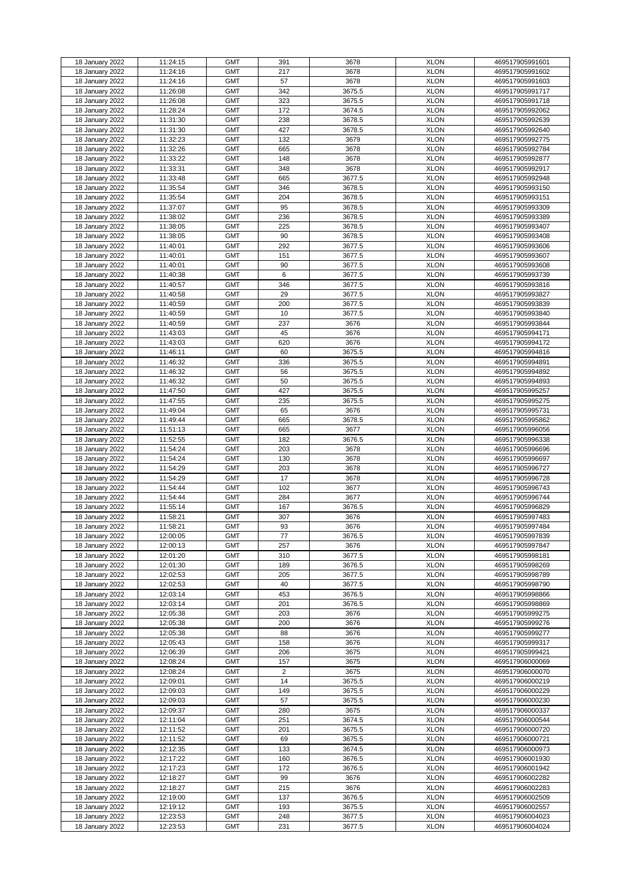| 18 January 2022 | 11:24:15 | GMT | 391 | 3678 | XLON | 469517905991601 |
|---|---|---|---|---|---|---|
| 18 January 2022 | 11:24:16 | GMT | 217 | 3678 | XLON | 469517905991602 |
| 18 January 2022 | 11:24:16 | GMT | 57 | 3678 | XLON | 469517905991603 |
| 18 January 2022 | 11:26:08 | GMT | 342 | 3675.5 | XLON | 469517905991717 |
| 18 January 2022 | 11:26:08 | GMT | 323 | 3675.5 | XLON | 469517905991718 |
| 18 January 2022 | 11:28:24 | GMT | 172 | 3674.5 | XLON | 469517905992062 |
| 18 January 2022 | 11:31:30 | GMT | 238 | 3678.5 | XLON | 469517905992639 |
| 18 January 2022 | 11:31:30 | GMT | 427 | 3678.5 | XLON | 469517905992640 |
| 18 January 2022 | 11:32:23 | GMT | 132 | 3679 | XLON | 469517905992775 |
| 18 January 2022 | 11:32:26 | GMT | 665 | 3678 | XLON | 469517905992784 |
| 18 January 2022 | 11:33:22 | GMT | 148 | 3678 | XLON | 469517905992877 |
| 18 January 2022 | 11:33:31 | GMT | 348 | 3678 | XLON | 469517905992917 |
| 18 January 2022 | 11:33:48 | GMT | 665 | 3677.5 | XLON | 469517905992948 |
| 18 January 2022 | 11:35:54 | GMT | 346 | 3678.5 | XLON | 469517905993150 |
| 18 January 2022 | 11:35:54 | GMT | 204 | 3678.5 | XLON | 469517905993151 |
| 18 January 2022 | 11:37:07 | GMT | 95 | 3678.5 | XLON | 469517905993309 |
| 18 January 2022 | 11:38:02 | GMT | 236 | 3678.5 | XLON | 469517905993389 |
| 18 January 2022 | 11:38:05 | GMT | 225 | 3678.5 | XLON | 469517905993407 |
| 18 January 2022 | 11:38:05 | GMT | 90 | 3678.5 | XLON | 469517905993408 |
| 18 January 2022 | 11:40:01 | GMT | 292 | 3677.5 | XLON | 469517905993606 |
| 18 January 2022 | 11:40:01 | GMT | 151 | 3677.5 | XLON | 469517905993607 |
| 18 January 2022 | 11:40:01 | GMT | 90 | 3677.5 | XLON | 469517905993608 |
| 18 January 2022 | 11:40:38 | GMT | 6 | 3677.5 | XLON | 469517905993739 |
| 18 January 2022 | 11:40:57 | GMT | 346 | 3677.5 | XLON | 469517905993816 |
| 18 January 2022 | 11:40:58 | GMT | 29 | 3677.5 | XLON | 469517905993827 |
| 18 January 2022 | 11:40:59 | GMT | 200 | 3677.5 | XLON | 469517905993839 |
| 18 January 2022 | 11:40:59 | GMT | 10 | 3677.5 | XLON | 469517905993840 |
| 18 January 2022 | 11:40:59 | GMT | 237 | 3676 | XLON | 469517905993844 |
| 18 January 2022 | 11:43:03 | GMT | 45 | 3676 | XLON | 469517905994171 |
| 18 January 2022 | 11:43:03 | GMT | 620 | 3676 | XLON | 469517905994172 |
| 18 January 2022 | 11:46:11 | GMT | 60 | 3675.5 | XLON | 469517905994816 |
| 18 January 2022 | 11:46:32 | GMT | 336 | 3675.5 | XLON | 469517905994891 |
| 18 January 2022 | 11:46:32 | GMT | 56 | 3675.5 | XLON | 469517905994892 |
| 18 January 2022 | 11:46:32 | GMT | 50 | 3675.5 | XLON | 469517905994893 |
| 18 January 2022 | 11:47:50 | GMT | 427 | 3675.5 | XLON | 469517905995257 |
| 18 January 2022 | 11:47:55 | GMT | 235 | 3675.5 | XLON | 469517905995275 |
| 18 January 2022 | 11:49:04 | GMT | 65 | 3676 | XLON | 469517905995731 |
| 18 January 2022 | 11:49:44 | GMT | 665 | 3678.5 | XLON | 469517905995862 |
| 18 January 2022 | 11:51:13 | GMT | 665 | 3677 | XLON | 469517905996056 |
| 18 January 2022 | 11:52:55 | GMT | 182 | 3676.5 | XLON | 469517905996338 |
| 18 January 2022 | 11:54:24 | GMT | 203 | 3678 | XLON | 469517905996696 |
| 18 January 2022 | 11:54:24 | GMT | 130 | 3678 | XLON | 469517905996697 |
| 18 January 2022 | 11:54:29 | GMT | 203 | 3678 | XLON | 469517905996727 |
| 18 January 2022 | 11:54:29 | GMT | 17 | 3678 | XLON | 469517905996728 |
| 18 January 2022 | 11:54:44 | GMT | 102 | 3677 | XLON | 469517905996743 |
| 18 January 2022 | 11:54:44 | GMT | 284 | 3677 | XLON | 469517905996744 |
| 18 January 2022 | 11:55:14 | GMT | 167 | 3676.5 | XLON | 469517905996829 |
| 18 January 2022 | 11:58:21 | GMT | 307 | 3676 | XLON | 469517905997483 |
| 18 January 2022 | 11:58:21 | GMT | 93 | 3676 | XLON | 469517905997484 |
| 18 January 2022 | 12:00:05 | GMT | 77 | 3676.5 | XLON | 469517905997839 |
| 18 January 2022 | 12:00:13 | GMT | 257 | 3676 | XLON | 469517905997847 |
| 18 January 2022 | 12:01:20 | GMT | 310 | 3677.5 | XLON | 469517905998181 |
| 18 January 2022 | 12:01:30 | GMT | 189 | 3676.5 | XLON | 469517905998269 |
| 18 January 2022 | 12:02:53 | GMT | 205 | 3677.5 | XLON | 469517905998789 |
| 18 January 2022 | 12:02:53 | GMT | 40 | 3677.5 | XLON | 469517905998790 |
| 18 January 2022 | 12:03:14 | GMT | 453 | 3676.5 | XLON | 469517905998866 |
| 18 January 2022 | 12:03:14 | GMT | 201 | 3676.5 | XLON | 469517905998869 |
| 18 January 2022 | 12:05:38 | GMT | 203 | 3676 | XLON | 469517905999275 |
| 18 January 2022 | 12:05:38 | GMT | 200 | 3676 | XLON | 469517905999276 |
| 18 January 2022 | 12:05:38 | GMT | 88 | 3676 | XLON | 469517905999277 |
| 18 January 2022 | 12:05:43 | GMT | 158 | 3676 | XLON | 469517905999317 |
| 18 January 2022 | 12:06:39 | GMT | 206 | 3675 | XLON | 469517905999421 |
| 18 January 2022 | 12:08:24 | GMT | 157 | 3675 | XLON | 469517906000069 |
| 18 January 2022 | 12:08:24 | GMT | 2 | 3675 | XLON | 469517906000070 |
| 18 January 2022 | 12:09:01 | GMT | 14 | 3675.5 | XLON | 469517906000219 |
| 18 January 2022 | 12:09:03 | GMT | 149 | 3675.5 | XLON | 469517906000229 |
| 18 January 2022 | 12:09:03 | GMT | 57 | 3675.5 | XLON | 469517906000230 |
| 18 January 2022 | 12:09:37 | GMT | 280 | 3675 | XLON | 469517906000337 |
| 18 January 2022 | 12:11:04 | GMT | 251 | 3674.5 | XLON | 469517906000544 |
| 18 January 2022 | 12:11:52 | GMT | 201 | 3675.5 | XLON | 469517906000720 |
| 18 January 2022 | 12:11:52 | GMT | 69 | 3675.5 | XLON | 469517906000721 |
| 18 January 2022 | 12:12:35 | GMT | 133 | 3674.5 | XLON | 469517906000973 |
| 18 January 2022 | 12:17:22 | GMT | 160 | 3676.5 | XLON | 469517906001930 |
| 18 January 2022 | 12:17:23 | GMT | 172 | 3676.5 | XLON | 469517906001942 |
| 18 January 2022 | 12:18:27 | GMT | 99 | 3676 | XLON | 469517906002282 |
| 18 January 2022 | 12:18:27 | GMT | 215 | 3676 | XLON | 469517906002283 |
| 18 January 2022 | 12:19:00 | GMT | 137 | 3676.5 | XLON | 469517906002509 |
| 18 January 2022 | 12:19:12 | GMT | 193 | 3675.5 | XLON | 469517906002557 |
| 18 January 2022 | 12:23:53 | GMT | 248 | 3677.5 | XLON | 469517906004023 |
| 18 January 2022 | 12:23:53 | GMT | 231 | 3677.5 | XLON | 469517906004024 |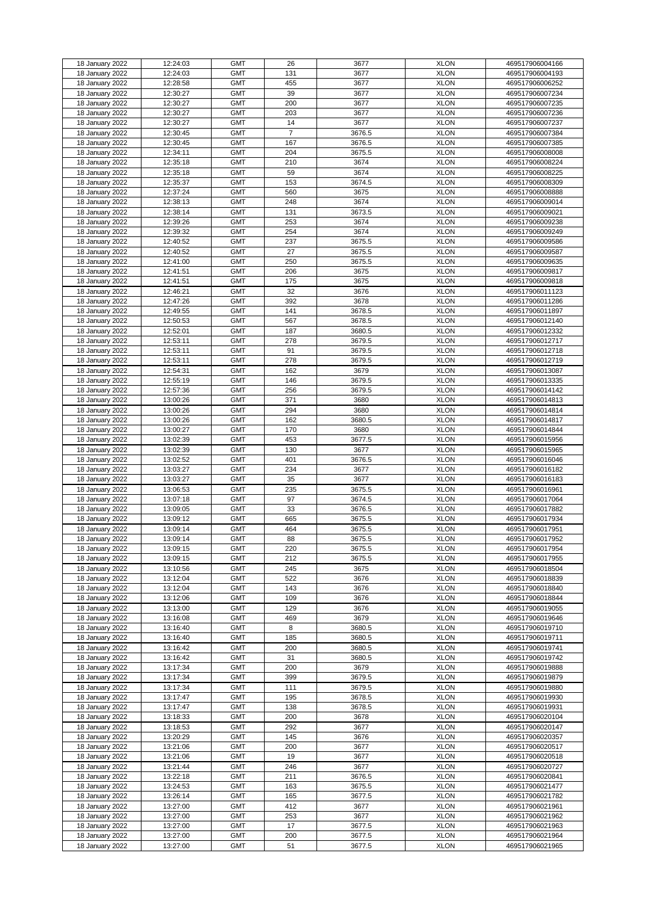| 18 January 2022 | 12:24:03 | GMT | 26 | 3677 | XLON | 469517906004166 |
|---|---|---|---|---|---|---|
| 18 January 2022 | 12:24:03 | GMT | 131 | 3677 | XLON | 469517906004193 |
| 18 January 2022 | 12:28:58 | GMT | 455 | 3677 | XLON | 469517906006252 |
| 18 January 2022 | 12:30:27 | GMT | 39 | 3677 | XLON | 469517906007234 |
| 18 January 2022 | 12:30:27 | GMT | 200 | 3677 | XLON | 469517906007235 |
| 18 January 2022 | 12:30:27 | GMT | 203 | 3677 | XLON | 469517906007236 |
| 18 January 2022 | 12:30:27 | GMT | 14 | 3677 | XLON | 469517906007237 |
| 18 January 2022 | 12:30:45 | GMT | 7 | 3676.5 | XLON | 469517906007384 |
| 18 January 2022 | 12:30:45 | GMT | 167 | 3676.5 | XLON | 469517906007385 |
| 18 January 2022 | 12:34:11 | GMT | 204 | 3675.5 | XLON | 469517906008008 |
| 18 January 2022 | 12:35:18 | GMT | 210 | 3674 | XLON | 469517906008224 |
| 18 January 2022 | 12:35:18 | GMT | 59 | 3674 | XLON | 469517906008225 |
| 18 January 2022 | 12:35:37 | GMT | 153 | 3674.5 | XLON | 469517906008309 |
| 18 January 2022 | 12:37:24 | GMT | 560 | 3675 | XLON | 469517906008888 |
| 18 January 2022 | 12:38:13 | GMT | 248 | 3674 | XLON | 469517906009014 |
| 18 January 2022 | 12:38:14 | GMT | 131 | 3673.5 | XLON | 469517906009021 |
| 18 January 2022 | 12:39:26 | GMT | 253 | 3674 | XLON | 469517906009238 |
| 18 January 2022 | 12:39:32 | GMT | 254 | 3674 | XLON | 469517906009249 |
| 18 January 2022 | 12:40:52 | GMT | 237 | 3675.5 | XLON | 469517906009586 |
| 18 January 2022 | 12:40:52 | GMT | 27 | 3675.5 | XLON | 469517906009587 |
| 18 January 2022 | 12:41:00 | GMT | 250 | 3675.5 | XLON | 469517906009635 |
| 18 January 2022 | 12:41:51 | GMT | 206 | 3675 | XLON | 469517906009817 |
| 18 January 2022 | 12:41:51 | GMT | 175 | 3675 | XLON | 469517906009818 |
| 18 January 2022 | 12:46:21 | GMT | 32 | 3676 | XLON | 469517906011123 |
| 18 January 2022 | 12:47:26 | GMT | 392 | 3678 | XLON | 469517906011286 |
| 18 January 2022 | 12:49:55 | GMT | 141 | 3678.5 | XLON | 469517906011897 |
| 18 January 2022 | 12:50:53 | GMT | 567 | 3678.5 | XLON | 469517906012140 |
| 18 January 2022 | 12:52:01 | GMT | 187 | 3680.5 | XLON | 469517906012332 |
| 18 January 2022 | 12:53:11 | GMT | 278 | 3679.5 | XLON | 469517906012717 |
| 18 January 2022 | 12:53:11 | GMT | 91 | 3679.5 | XLON | 469517906012718 |
| 18 January 2022 | 12:53:11 | GMT | 278 | 3679.5 | XLON | 469517906012719 |
| 18 January 2022 | 12:54:31 | GMT | 162 | 3679 | XLON | 469517906013087 |
| 18 January 2022 | 12:55:19 | GMT | 146 | 3679.5 | XLON | 469517906013335 |
| 18 January 2022 | 12:57:36 | GMT | 256 | 3679.5 | XLON | 469517906014142 |
| 18 January 2022 | 13:00:26 | GMT | 371 | 3680 | XLON | 469517906014813 |
| 18 January 2022 | 13:00:26 | GMT | 294 | 3680 | XLON | 469517906014814 |
| 18 January 2022 | 13:00:26 | GMT | 162 | 3680.5 | XLON | 469517906014817 |
| 18 January 2022 | 13:00:27 | GMT | 170 | 3680 | XLON | 469517906014844 |
| 18 January 2022 | 13:02:39 | GMT | 453 | 3677.5 | XLON | 469517906015956 |
| 18 January 2022 | 13:02:39 | GMT | 130 | 3677 | XLON | 469517906015965 |
| 18 January 2022 | 13:02:52 | GMT | 401 | 3676.5 | XLON | 469517906016046 |
| 18 January 2022 | 13:03:27 | GMT | 234 | 3677 | XLON | 469517906016182 |
| 18 January 2022 | 13:03:27 | GMT | 35 | 3677 | XLON | 469517906016183 |
| 18 January 2022 | 13:06:53 | GMT | 235 | 3675.5 | XLON | 469517906016961 |
| 18 January 2022 | 13:07:18 | GMT | 97 | 3674.5 | XLON | 469517906017064 |
| 18 January 2022 | 13:09:05 | GMT | 33 | 3676.5 | XLON | 469517906017882 |
| 18 January 2022 | 13:09:12 | GMT | 665 | 3675.5 | XLON | 469517906017934 |
| 18 January 2022 | 13:09:14 | GMT | 464 | 3675.5 | XLON | 469517906017951 |
| 18 January 2022 | 13:09:14 | GMT | 88 | 3675.5 | XLON | 469517906017952 |
| 18 January 2022 | 13:09:15 | GMT | 220 | 3675.5 | XLON | 469517906017954 |
| 18 January 2022 | 13:09:15 | GMT | 212 | 3675.5 | XLON | 469517906017955 |
| 18 January 2022 | 13:10:56 | GMT | 245 | 3675 | XLON | 469517906018504 |
| 18 January 2022 | 13:12:04 | GMT | 522 | 3676 | XLON | 469517906018839 |
| 18 January 2022 | 13:12:04 | GMT | 143 | 3676 | XLON | 469517906018840 |
| 18 January 2022 | 13:12:06 | GMT | 109 | 3676 | XLON | 469517906018844 |
| 18 January 2022 | 13:13:00 | GMT | 129 | 3676 | XLON | 469517906019055 |
| 18 January 2022 | 13:16:08 | GMT | 469 | 3679 | XLON | 469517906019646 |
| 18 January 2022 | 13:16:40 | GMT | 8 | 3680.5 | XLON | 469517906019710 |
| 18 January 2022 | 13:16:40 | GMT | 185 | 3680.5 | XLON | 469517906019711 |
| 18 January 2022 | 13:16:42 | GMT | 200 | 3680.5 | XLON | 469517906019741 |
| 18 January 2022 | 13:16:42 | GMT | 31 | 3680.5 | XLON | 469517906019742 |
| 18 January 2022 | 13:17:34 | GMT | 200 | 3679 | XLON | 469517906019888 |
| 18 January 2022 | 13:17:34 | GMT | 399 | 3679.5 | XLON | 469517906019879 |
| 18 January 2022 | 13:17:34 | GMT | 111 | 3679.5 | XLON | 469517906019880 |
| 18 January 2022 | 13:17:47 | GMT | 195 | 3678.5 | XLON | 469517906019930 |
| 18 January 2022 | 13:17:47 | GMT | 138 | 3678.5 | XLON | 469517906019931 |
| 18 January 2022 | 13:18:33 | GMT | 200 | 3678 | XLON | 469517906020104 |
| 18 January 2022 | 13:18:53 | GMT | 292 | 3677 | XLON | 469517906020147 |
| 18 January 2022 | 13:20:29 | GMT | 145 | 3676 | XLON | 469517906020357 |
| 18 January 2022 | 13:21:06 | GMT | 200 | 3677 | XLON | 469517906020517 |
| 18 January 2022 | 13:21:06 | GMT | 19 | 3677 | XLON | 469517906020518 |
| 18 January 2022 | 13:21:44 | GMT | 246 | 3677 | XLON | 469517906020727 |
| 18 January 2022 | 13:22:18 | GMT | 211 | 3676.5 | XLON | 469517906020841 |
| 18 January 2022 | 13:24:53 | GMT | 163 | 3675.5 | XLON | 469517906021477 |
| 18 January 2022 | 13:26:14 | GMT | 165 | 3677.5 | XLON | 469517906021782 |
| 18 January 2022 | 13:27:00 | GMT | 412 | 3677 | XLON | 469517906021961 |
| 18 January 2022 | 13:27:00 | GMT | 253 | 3677 | XLON | 469517906021962 |
| 18 January 2022 | 13:27:00 | GMT | 17 | 3677.5 | XLON | 469517906021963 |
| 18 January 2022 | 13:27:00 | GMT | 200 | 3677.5 | XLON | 469517906021964 |
| 18 January 2022 | 13:27:00 | GMT | 51 | 3677.5 | XLON | 469517906021965 |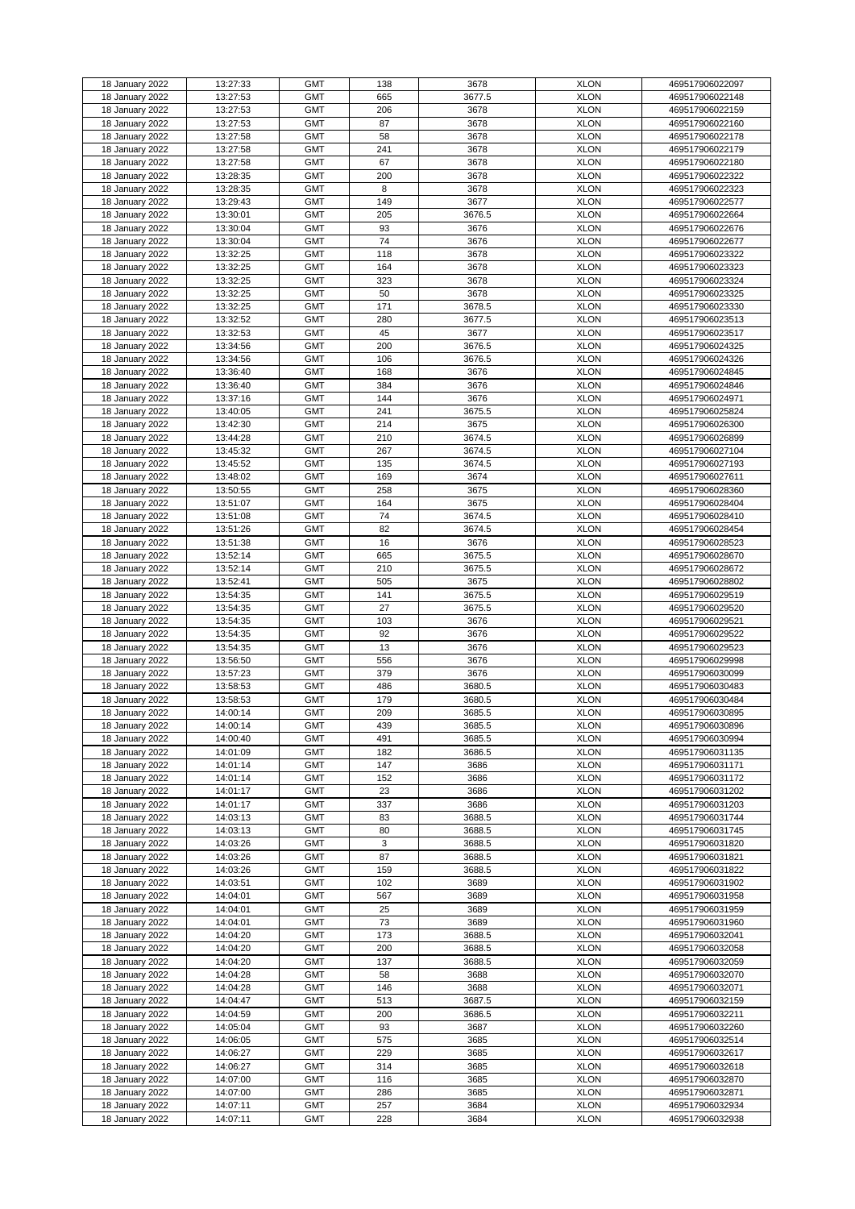| 18 January 2022 | 13:27:33 | GMT | 138 | 3678 | XLON | 469517906022097 |
|---|---|---|---|---|---|---|
| 18 January 2022 | 13:27:53 | GMT | 665 | 3677.5 | XLON | 469517906022148 |
| 18 January 2022 | 13:27:53 | GMT | 206 | 3678 | XLON | 469517906022159 |
| 18 January 2022 | 13:27:53 | GMT | 87 | 3678 | XLON | 469517906022160 |
| 18 January 2022 | 13:27:58 | GMT | 58 | 3678 | XLON | 469517906022178 |
| 18 January 2022 | 13:27:58 | GMT | 241 | 3678 | XLON | 469517906022179 |
| 18 January 2022 | 13:27:58 | GMT | 67 | 3678 | XLON | 469517906022180 |
| 18 January 2022 | 13:28:35 | GMT | 200 | 3678 | XLON | 469517906022322 |
| 18 January 2022 | 13:28:35 | GMT | 8 | 3678 | XLON | 469517906022323 |
| 18 January 2022 | 13:29:43 | GMT | 149 | 3677 | XLON | 469517906022577 |
| 18 January 2022 | 13:30:01 | GMT | 205 | 3676.5 | XLON | 469517906022664 |
| 18 January 2022 | 13:30:04 | GMT | 93 | 3676 | XLON | 469517906022676 |
| 18 January 2022 | 13:30:04 | GMT | 74 | 3676 | XLON | 469517906022677 |
| 18 January 2022 | 13:32:25 | GMT | 118 | 3678 | XLON | 469517906023322 |
| 18 January 2022 | 13:32:25 | GMT | 164 | 3678 | XLON | 469517906023323 |
| 18 January 2022 | 13:32:25 | GMT | 323 | 3678 | XLON | 469517906023324 |
| 18 January 2022 | 13:32:25 | GMT | 50 | 3678 | XLON | 469517906023325 |
| 18 January 2022 | 13:32:25 | GMT | 171 | 3678.5 | XLON | 469517906023330 |
| 18 January 2022 | 13:32:52 | GMT | 280 | 3677.5 | XLON | 469517906023513 |
| 18 January 2022 | 13:32:53 | GMT | 45 | 3677 | XLON | 469517906023517 |
| 18 January 2022 | 13:34:56 | GMT | 200 | 3676.5 | XLON | 469517906024325 |
| 18 January 2022 | 13:34:56 | GMT | 106 | 3676.5 | XLON | 469517906024326 |
| 18 January 2022 | 13:36:40 | GMT | 168 | 3676 | XLON | 469517906024845 |
| 18 January 2022 | 13:36:40 | GMT | 384 | 3676 | XLON | 469517906024846 |
| 18 January 2022 | 13:37:16 | GMT | 144 | 3676 | XLON | 469517906024971 |
| 18 January 2022 | 13:40:05 | GMT | 241 | 3675.5 | XLON | 469517906025824 |
| 18 January 2022 | 13:42:30 | GMT | 214 | 3675 | XLON | 469517906026300 |
| 18 January 2022 | 13:44:28 | GMT | 210 | 3674.5 | XLON | 469517906026899 |
| 18 January 2022 | 13:45:32 | GMT | 267 | 3674.5 | XLON | 469517906027104 |
| 18 January 2022 | 13:45:52 | GMT | 135 | 3674.5 | XLON | 469517906027193 |
| 18 January 2022 | 13:48:02 | GMT | 169 | 3674 | XLON | 469517906027611 |
| 18 January 2022 | 13:50:55 | GMT | 258 | 3675 | XLON | 469517906028360 |
| 18 January 2022 | 13:51:07 | GMT | 164 | 3675 | XLON | 469517906028404 |
| 18 January 2022 | 13:51:08 | GMT | 74 | 3674.5 | XLON | 469517906028410 |
| 18 January 2022 | 13:51:26 | GMT | 82 | 3674.5 | XLON | 469517906028454 |
| 18 January 2022 | 13:51:38 | GMT | 16 | 3676 | XLON | 469517906028523 |
| 18 January 2022 | 13:52:14 | GMT | 665 | 3675.5 | XLON | 469517906028670 |
| 18 January 2022 | 13:52:14 | GMT | 210 | 3675.5 | XLON | 469517906028672 |
| 18 January 2022 | 13:52:41 | GMT | 505 | 3675 | XLON | 469517906028802 |
| 18 January 2022 | 13:54:35 | GMT | 141 | 3675.5 | XLON | 469517906029519 |
| 18 January 2022 | 13:54:35 | GMT | 27 | 3675.5 | XLON | 469517906029520 |
| 18 January 2022 | 13:54:35 | GMT | 103 | 3676 | XLON | 469517906029521 |
| 18 January 2022 | 13:54:35 | GMT | 92 | 3676 | XLON | 469517906029522 |
| 18 January 2022 | 13:54:35 | GMT | 13 | 3676 | XLON | 469517906029523 |
| 18 January 2022 | 13:56:50 | GMT | 556 | 3676 | XLON | 469517906029998 |
| 18 January 2022 | 13:57:23 | GMT | 379 | 3676 | XLON | 469517906030099 |
| 18 January 2022 | 13:58:53 | GMT | 486 | 3680.5 | XLON | 469517906030483 |
| 18 January 2022 | 13:58:53 | GMT | 179 | 3680.5 | XLON | 469517906030484 |
| 18 January 2022 | 14:00:14 | GMT | 209 | 3685.5 | XLON | 469517906030895 |
| 18 January 2022 | 14:00:14 | GMT | 439 | 3685.5 | XLON | 469517906030896 |
| 18 January 2022 | 14:00:40 | GMT | 491 | 3685.5 | XLON | 469517906030994 |
| 18 January 2022 | 14:01:09 | GMT | 182 | 3686.5 | XLON | 469517906031135 |
| 18 January 2022 | 14:01:14 | GMT | 147 | 3686 | XLON | 469517906031171 |
| 18 January 2022 | 14:01:14 | GMT | 152 | 3686 | XLON | 469517906031172 |
| 18 January 2022 | 14:01:17 | GMT | 23 | 3686 | XLON | 469517906031202 |
| 18 January 2022 | 14:01:17 | GMT | 337 | 3686 | XLON | 469517906031203 |
| 18 January 2022 | 14:03:13 | GMT | 83 | 3688.5 | XLON | 469517906031744 |
| 18 January 2022 | 14:03:13 | GMT | 80 | 3688.5 | XLON | 469517906031745 |
| 18 January 2022 | 14:03:26 | GMT | 3 | 3688.5 | XLON | 469517906031820 |
| 18 January 2022 | 14:03:26 | GMT | 87 | 3688.5 | XLON | 469517906031821 |
| 18 January 2022 | 14:03:26 | GMT | 159 | 3688.5 | XLON | 469517906031822 |
| 18 January 2022 | 14:03:51 | GMT | 102 | 3689 | XLON | 469517906031902 |
| 18 January 2022 | 14:04:01 | GMT | 567 | 3689 | XLON | 469517906031958 |
| 18 January 2022 | 14:04:01 | GMT | 25 | 3689 | XLON | 469517906031959 |
| 18 January 2022 | 14:04:01 | GMT | 73 | 3689 | XLON | 469517906031960 |
| 18 January 2022 | 14:04:20 | GMT | 173 | 3688.5 | XLON | 469517906032041 |
| 18 January 2022 | 14:04:20 | GMT | 200 | 3688.5 | XLON | 469517906032058 |
| 18 January 2022 | 14:04:20 | GMT | 137 | 3688.5 | XLON | 469517906032059 |
| 18 January 2022 | 14:04:28 | GMT | 58 | 3688 | XLON | 469517906032070 |
| 18 January 2022 | 14:04:28 | GMT | 146 | 3688 | XLON | 469517906032071 |
| 18 January 2022 | 14:04:47 | GMT | 513 | 3687.5 | XLON | 469517906032159 |
| 18 January 2022 | 14:04:59 | GMT | 200 | 3686.5 | XLON | 469517906032211 |
| 18 January 2022 | 14:05:04 | GMT | 93 | 3687 | XLON | 469517906032260 |
| 18 January 2022 | 14:06:05 | GMT | 575 | 3685 | XLON | 469517906032514 |
| 18 January 2022 | 14:06:27 | GMT | 229 | 3685 | XLON | 469517906032617 |
| 18 January 2022 | 14:06:27 | GMT | 314 | 3685 | XLON | 469517906032618 |
| 18 January 2022 | 14:07:00 | GMT | 116 | 3685 | XLON | 469517906032870 |
| 18 January 2022 | 14:07:00 | GMT | 286 | 3685 | XLON | 469517906032871 |
| 18 January 2022 | 14:07:11 | GMT | 257 | 3684 | XLON | 469517906032934 |
| 18 January 2022 | 14:07:11 | GMT | 228 | 3684 | XLON | 469517906032938 |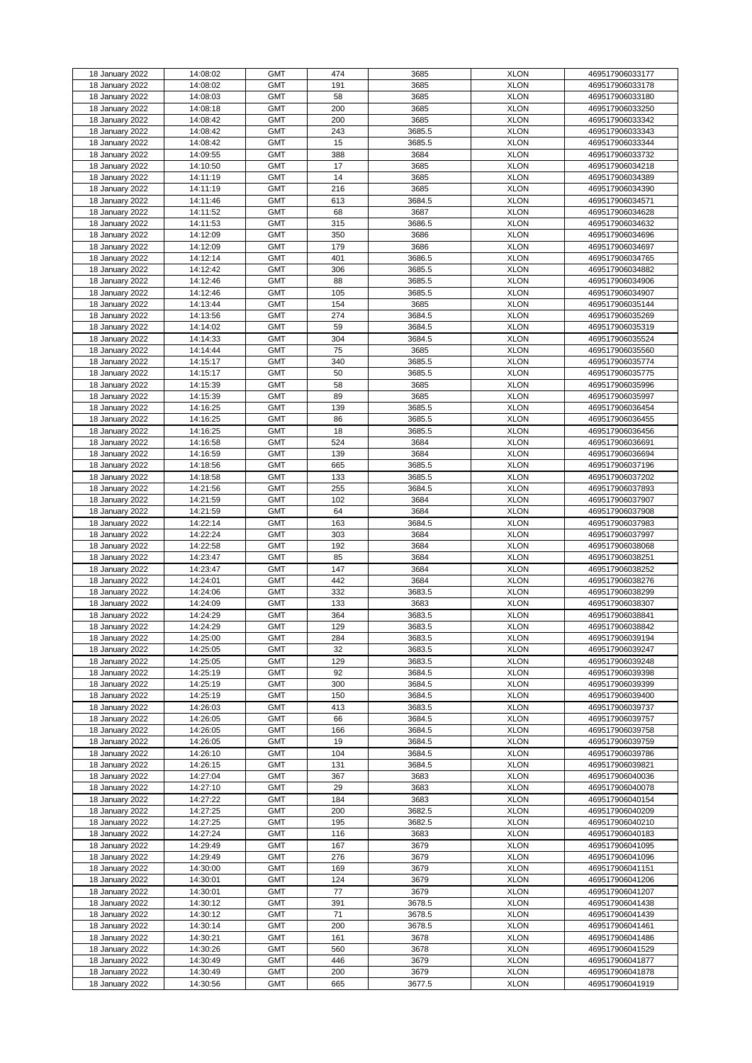| 18 January 2022 | 14:08:02 | GMT | 474 | 3685 | XLON | 469517906033177 |
|---|---|---|---|---|---|---|
| 18 January 2022 | 14:08:02 | GMT | 191 | 3685 | XLON | 469517906033178 |
| 18 January 2022 | 14:08:03 | GMT | 58 | 3685 | XLON | 469517906033180 |
| 18 January 2022 | 14:08:18 | GMT | 200 | 3685 | XLON | 469517906033250 |
| 18 January 2022 | 14:08:42 | GMT | 200 | 3685 | XLON | 469517906033342 |
| 18 January 2022 | 14:08:42 | GMT | 243 | 3685.5 | XLON | 469517906033343 |
| 18 January 2022 | 14:08:42 | GMT | 15 | 3685.5 | XLON | 469517906033344 |
| 18 January 2022 | 14:09:55 | GMT | 388 | 3684 | XLON | 469517906033732 |
| 18 January 2022 | 14:10:50 | GMT | 17 | 3685 | XLON | 469517906034218 |
| 18 January 2022 | 14:11:19 | GMT | 14 | 3685 | XLON | 469517906034389 |
| 18 January 2022 | 14:11:19 | GMT | 216 | 3685 | XLON | 469517906034390 |
| 18 January 2022 | 14:11:46 | GMT | 613 | 3684.5 | XLON | 469517906034571 |
| 18 January 2022 | 14:11:52 | GMT | 68 | 3687 | XLON | 469517906034628 |
| 18 January 2022 | 14:11:53 | GMT | 315 | 3686.5 | XLON | 469517906034632 |
| 18 January 2022 | 14:12:09 | GMT | 350 | 3686 | XLON | 469517906034696 |
| 18 January 2022 | 14:12:09 | GMT | 179 | 3686 | XLON | 469517906034697 |
| 18 January 2022 | 14:12:14 | GMT | 401 | 3686.5 | XLON | 469517906034765 |
| 18 January 2022 | 14:12:42 | GMT | 306 | 3685.5 | XLON | 469517906034882 |
| 18 January 2022 | 14:12:46 | GMT | 88 | 3685.5 | XLON | 469517906034906 |
| 18 January 2022 | 14:12:46 | GMT | 105 | 3685.5 | XLON | 469517906034907 |
| 18 January 2022 | 14:13:44 | GMT | 154 | 3685 | XLON | 469517906035144 |
| 18 January 2022 | 14:13:56 | GMT | 274 | 3684.5 | XLON | 469517906035269 |
| 18 January 2022 | 14:14:02 | GMT | 59 | 3684.5 | XLON | 469517906035319 |
| 18 January 2022 | 14:14:33 | GMT | 304 | 3684.5 | XLON | 469517906035524 |
| 18 January 2022 | 14:14:44 | GMT | 75 | 3685 | XLON | 469517906035560 |
| 18 January 2022 | 14:15:17 | GMT | 340 | 3685.5 | XLON | 469517906035774 |
| 18 January 2022 | 14:15:17 | GMT | 50 | 3685.5 | XLON | 469517906035775 |
| 18 January 2022 | 14:15:39 | GMT | 58 | 3685 | XLON | 469517906035996 |
| 18 January 2022 | 14:15:39 | GMT | 89 | 3685 | XLON | 469517906035997 |
| 18 January 2022 | 14:16:25 | GMT | 139 | 3685.5 | XLON | 469517906036454 |
| 18 January 2022 | 14:16:25 | GMT | 86 | 3685.5 | XLON | 469517906036455 |
| 18 January 2022 | 14:16:25 | GMT | 18 | 3685.5 | XLON | 469517906036456 |
| 18 January 2022 | 14:16:58 | GMT | 524 | 3684 | XLON | 469517906036691 |
| 18 January 2022 | 14:16:59 | GMT | 139 | 3684 | XLON | 469517906036694 |
| 18 January 2022 | 14:18:56 | GMT | 665 | 3685.5 | XLON | 469517906037196 |
| 18 January 2022 | 14:18:58 | GMT | 133 | 3685.5 | XLON | 469517906037202 |
| 18 January 2022 | 14:21:56 | GMT | 255 | 3684.5 | XLON | 469517906037893 |
| 18 January 2022 | 14:21:59 | GMT | 102 | 3684 | XLON | 469517906037907 |
| 18 January 2022 | 14:21:59 | GMT | 64 | 3684 | XLON | 469517906037908 |
| 18 January 2022 | 14:22:14 | GMT | 163 | 3684.5 | XLON | 469517906037983 |
| 18 January 2022 | 14:22:24 | GMT | 303 | 3684 | XLON | 469517906037997 |
| 18 January 2022 | 14:22:58 | GMT | 192 | 3684 | XLON | 469517906038068 |
| 18 January 2022 | 14:23:47 | GMT | 85 | 3684 | XLON | 469517906038251 |
| 18 January 2022 | 14:23:47 | GMT | 147 | 3684 | XLON | 469517906038252 |
| 18 January 2022 | 14:24:01 | GMT | 442 | 3684 | XLON | 469517906038276 |
| 18 January 2022 | 14:24:06 | GMT | 332 | 3683.5 | XLON | 469517906038299 |
| 18 January 2022 | 14:24:09 | GMT | 133 | 3683 | XLON | 469517906038307 |
| 18 January 2022 | 14:24:29 | GMT | 364 | 3683.5 | XLON | 469517906038841 |
| 18 January 2022 | 14:24:29 | GMT | 129 | 3683.5 | XLON | 469517906038842 |
| 18 January 2022 | 14:25:00 | GMT | 284 | 3683.5 | XLON | 469517906039194 |
| 18 January 2022 | 14:25:05 | GMT | 32 | 3683.5 | XLON | 469517906039247 |
| 18 January 2022 | 14:25:05 | GMT | 129 | 3683.5 | XLON | 469517906039248 |
| 18 January 2022 | 14:25:19 | GMT | 92 | 3684.5 | XLON | 469517906039398 |
| 18 January 2022 | 14:25:19 | GMT | 300 | 3684.5 | XLON | 469517906039399 |
| 18 January 2022 | 14:25:19 | GMT | 150 | 3684.5 | XLON | 469517906039400 |
| 18 January 2022 | 14:26:03 | GMT | 413 | 3683.5 | XLON | 469517906039737 |
| 18 January 2022 | 14:26:05 | GMT | 66 | 3684.5 | XLON | 469517906039757 |
| 18 January 2022 | 14:26:05 | GMT | 166 | 3684.5 | XLON | 469517906039758 |
| 18 January 2022 | 14:26:05 | GMT | 19 | 3684.5 | XLON | 469517906039759 |
| 18 January 2022 | 14:26:10 | GMT | 104 | 3684.5 | XLON | 469517906039786 |
| 18 January 2022 | 14:26:15 | GMT | 131 | 3684.5 | XLON | 469517906039821 |
| 18 January 2022 | 14:27:04 | GMT | 367 | 3683 | XLON | 469517906040036 |
| 18 January 2022 | 14:27:10 | GMT | 29 | 3683 | XLON | 469517906040078 |
| 18 January 2022 | 14:27:22 | GMT | 184 | 3683 | XLON | 469517906040154 |
| 18 January 2022 | 14:27:25 | GMT | 200 | 3682.5 | XLON | 469517906040209 |
| 18 January 2022 | 14:27:25 | GMT | 195 | 3682.5 | XLON | 469517906040210 |
| 18 January 2022 | 14:27:24 | GMT | 116 | 3683 | XLON | 469517906040183 |
| 18 January 2022 | 14:29:49 | GMT | 167 | 3679 | XLON | 469517906041095 |
| 18 January 2022 | 14:29:49 | GMT | 276 | 3679 | XLON | 469517906041096 |
| 18 January 2022 | 14:30:00 | GMT | 169 | 3679 | XLON | 469517906041151 |
| 18 January 2022 | 14:30:01 | GMT | 124 | 3679 | XLON | 469517906041206 |
| 18 January 2022 | 14:30:01 | GMT | 77 | 3679 | XLON | 469517906041207 |
| 18 January 2022 | 14:30:12 | GMT | 391 | 3678.5 | XLON | 469517906041438 |
| 18 January 2022 | 14:30:12 | GMT | 71 | 3678.5 | XLON | 469517906041439 |
| 18 January 2022 | 14:30:14 | GMT | 200 | 3678.5 | XLON | 469517906041461 |
| 18 January 2022 | 14:30:21 | GMT | 161 | 3678 | XLON | 469517906041486 |
| 18 January 2022 | 14:30:26 | GMT | 560 | 3678 | XLON | 469517906041529 |
| 18 January 2022 | 14:30:49 | GMT | 446 | 3679 | XLON | 469517906041877 |
| 18 January 2022 | 14:30:49 | GMT | 200 | 3679 | XLON | 469517906041878 |
| 18 January 2022 | 14:30:56 | GMT | 665 | 3677.5 | XLON | 469517906041919 |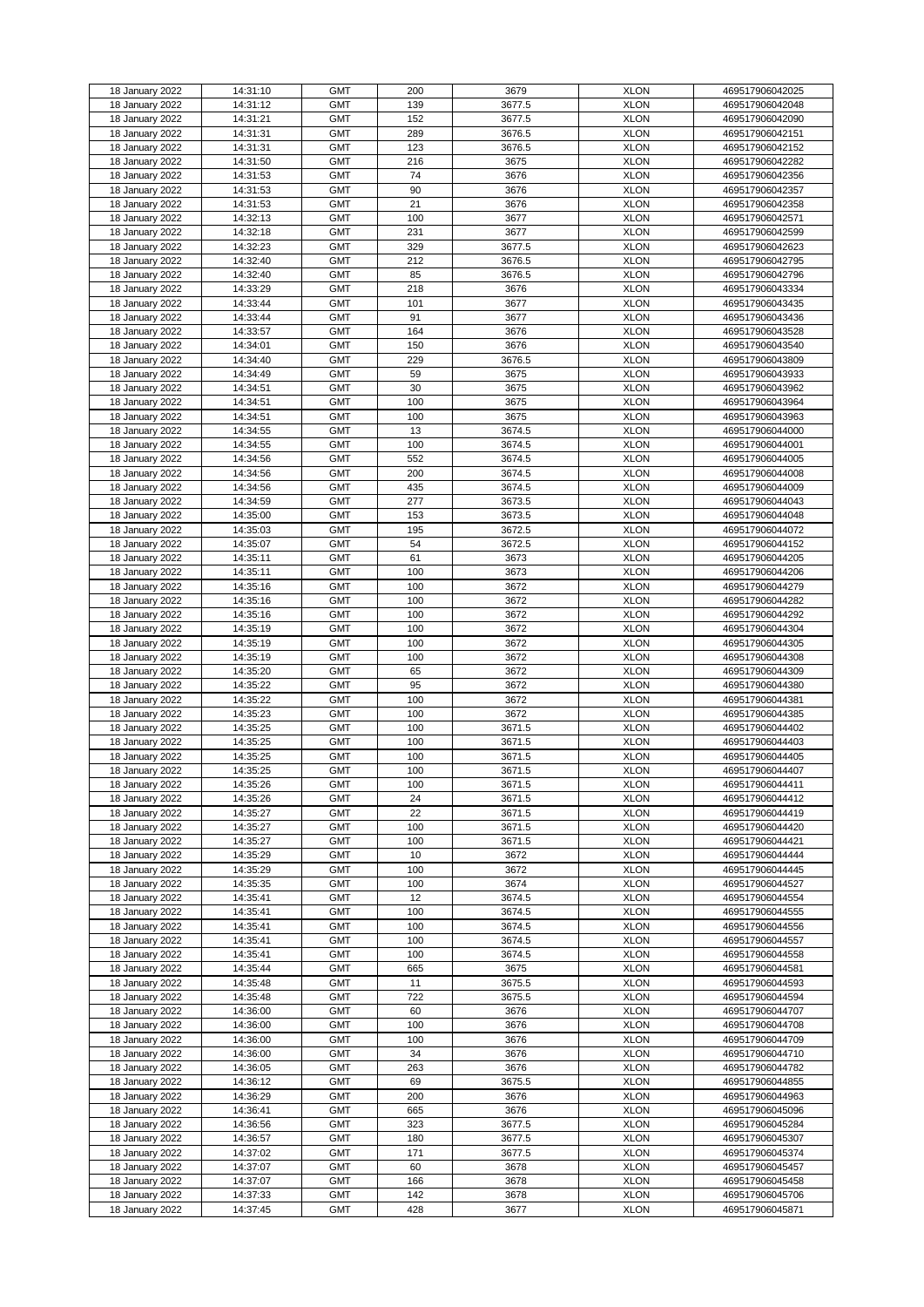| 18 January 2022 | 14:31:10 | GMT | 200 | 3679 | XLON | 469517906042025 |
|---|---|---|---|---|---|---|
| 18 January 2022 | 14:31:12 | GMT | 139 | 3677.5 | XLON | 469517906042048 |
| 18 January 2022 | 14:31:21 | GMT | 152 | 3677.5 | XLON | 469517906042090 |
| 18 January 2022 | 14:31:31 | GMT | 289 | 3676.5 | XLON | 469517906042151 |
| 18 January 2022 | 14:31:31 | GMT | 123 | 3676.5 | XLON | 469517906042152 |
| 18 January 2022 | 14:31:50 | GMT | 216 | 3675 | XLON | 469517906042282 |
| 18 January 2022 | 14:31:53 | GMT | 74 | 3676 | XLON | 469517906042356 |
| 18 January 2022 | 14:31:53 | GMT | 90 | 3676 | XLON | 469517906042357 |
| 18 January 2022 | 14:31:53 | GMT | 21 | 3676 | XLON | 469517906042358 |
| 18 January 2022 | 14:32:13 | GMT | 100 | 3677 | XLON | 469517906042571 |
| 18 January 2022 | 14:32:18 | GMT | 231 | 3677 | XLON | 469517906042599 |
| 18 January 2022 | 14:32:23 | GMT | 329 | 3677.5 | XLON | 469517906042623 |
| 18 January 2022 | 14:32:40 | GMT | 212 | 3676.5 | XLON | 469517906042795 |
| 18 January 2022 | 14:32:40 | GMT | 85 | 3676.5 | XLON | 469517906042796 |
| 18 January 2022 | 14:33:29 | GMT | 218 | 3676 | XLON | 469517906043334 |
| 18 January 2022 | 14:33:44 | GMT | 101 | 3677 | XLON | 469517906043435 |
| 18 January 2022 | 14:33:44 | GMT | 91 | 3677 | XLON | 469517906043436 |
| 18 January 2022 | 14:33:57 | GMT | 164 | 3676 | XLON | 469517906043528 |
| 18 January 2022 | 14:34:01 | GMT | 150 | 3676 | XLON | 469517906043540 |
| 18 January 2022 | 14:34:40 | GMT | 229 | 3676.5 | XLON | 469517906043809 |
| 18 January 2022 | 14:34:49 | GMT | 59 | 3675 | XLON | 469517906043933 |
| 18 January 2022 | 14:34:51 | GMT | 30 | 3675 | XLON | 469517906043962 |
| 18 January 2022 | 14:34:51 | GMT | 100 | 3675 | XLON | 469517906043964 |
| 18 January 2022 | 14:34:51 | GMT | 100 | 3675 | XLON | 469517906043963 |
| 18 January 2022 | 14:34:55 | GMT | 13 | 3674.5 | XLON | 469517906044000 |
| 18 January 2022 | 14:34:55 | GMT | 100 | 3674.5 | XLON | 469517906044001 |
| 18 January 2022 | 14:34:56 | GMT | 552 | 3674.5 | XLON | 469517906044005 |
| 18 January 2022 | 14:34:56 | GMT | 200 | 3674.5 | XLON | 469517906044008 |
| 18 January 2022 | 14:34:56 | GMT | 435 | 3674.5 | XLON | 469517906044009 |
| 18 January 2022 | 14:34:59 | GMT | 277 | 3673.5 | XLON | 469517906044043 |
| 18 January 2022 | 14:35:00 | GMT | 153 | 3673.5 | XLON | 469517906044048 |
| 18 January 2022 | 14:35:03 | GMT | 195 | 3672.5 | XLON | 469517906044072 |
| 18 January 2022 | 14:35:07 | GMT | 54 | 3672.5 | XLON | 469517906044152 |
| 18 January 2022 | 14:35:11 | GMT | 61 | 3673 | XLON | 469517906044205 |
| 18 January 2022 | 14:35:11 | GMT | 100 | 3673 | XLON | 469517906044206 |
| 18 January 2022 | 14:35:16 | GMT | 100 | 3672 | XLON | 469517906044279 |
| 18 January 2022 | 14:35:16 | GMT | 100 | 3672 | XLON | 469517906044282 |
| 18 January 2022 | 14:35:16 | GMT | 100 | 3672 | XLON | 469517906044292 |
| 18 January 2022 | 14:35:19 | GMT | 100 | 3672 | XLON | 469517906044304 |
| 18 January 2022 | 14:35:19 | GMT | 100 | 3672 | XLON | 469517906044305 |
| 18 January 2022 | 14:35:19 | GMT | 100 | 3672 | XLON | 469517906044308 |
| 18 January 2022 | 14:35:20 | GMT | 65 | 3672 | XLON | 469517906044309 |
| 18 January 2022 | 14:35:22 | GMT | 95 | 3672 | XLON | 469517906044380 |
| 18 January 2022 | 14:35:22 | GMT | 100 | 3672 | XLON | 469517906044381 |
| 18 January 2022 | 14:35:23 | GMT | 100 | 3672 | XLON | 469517906044385 |
| 18 January 2022 | 14:35:25 | GMT | 100 | 3671.5 | XLON | 469517906044402 |
| 18 January 2022 | 14:35:25 | GMT | 100 | 3671.5 | XLON | 469517906044403 |
| 18 January 2022 | 14:35:25 | GMT | 100 | 3671.5 | XLON | 469517906044405 |
| 18 January 2022 | 14:35:25 | GMT | 100 | 3671.5 | XLON | 469517906044407 |
| 18 January 2022 | 14:35:26 | GMT | 100 | 3671.5 | XLON | 469517906044411 |
| 18 January 2022 | 14:35:26 | GMT | 24 | 3671.5 | XLON | 469517906044412 |
| 18 January 2022 | 14:35:27 | GMT | 22 | 3671.5 | XLON | 469517906044419 |
| 18 January 2022 | 14:35:27 | GMT | 100 | 3671.5 | XLON | 469517906044420 |
| 18 January 2022 | 14:35:27 | GMT | 100 | 3671.5 | XLON | 469517906044421 |
| 18 January 2022 | 14:35:29 | GMT | 10 | 3672 | XLON | 469517906044444 |
| 18 January 2022 | 14:35:29 | GMT | 100 | 3672 | XLON | 469517906044445 |
| 18 January 2022 | 14:35:35 | GMT | 100 | 3674 | XLON | 469517906044527 |
| 18 January 2022 | 14:35:41 | GMT | 12 | 3674.5 | XLON | 469517906044554 |
| 18 January 2022 | 14:35:41 | GMT | 100 | 3674.5 | XLON | 469517906044555 |
| 18 January 2022 | 14:35:41 | GMT | 100 | 3674.5 | XLON | 469517906044556 |
| 18 January 2022 | 14:35:41 | GMT | 100 | 3674.5 | XLON | 469517906044557 |
| 18 January 2022 | 14:35:41 | GMT | 100 | 3674.5 | XLON | 469517906044558 |
| 18 January 2022 | 14:35:44 | GMT | 665 | 3675 | XLON | 469517906044581 |
| 18 January 2022 | 14:35:48 | GMT | 11 | 3675.5 | XLON | 469517906044593 |
| 18 January 2022 | 14:35:48 | GMT | 722 | 3675.5 | XLON | 469517906044594 |
| 18 January 2022 | 14:36:00 | GMT | 60 | 3676 | XLON | 469517906044707 |
| 18 January 2022 | 14:36:00 | GMT | 100 | 3676 | XLON | 469517906044708 |
| 18 January 2022 | 14:36:00 | GMT | 100 | 3676 | XLON | 469517906044709 |
| 18 January 2022 | 14:36:00 | GMT | 34 | 3676 | XLON | 469517906044710 |
| 18 January 2022 | 14:36:05 | GMT | 263 | 3676 | XLON | 469517906044782 |
| 18 January 2022 | 14:36:12 | GMT | 69 | 3675.5 | XLON | 469517906044855 |
| 18 January 2022 | 14:36:29 | GMT | 200 | 3676 | XLON | 469517906044963 |
| 18 January 2022 | 14:36:41 | GMT | 665 | 3676 | XLON | 469517906045096 |
| 18 January 2022 | 14:36:56 | GMT | 323 | 3677.5 | XLON | 469517906045284 |
| 18 January 2022 | 14:36:57 | GMT | 180 | 3677.5 | XLON | 469517906045307 |
| 18 January 2022 | 14:37:02 | GMT | 171 | 3677.5 | XLON | 469517906045374 |
| 18 January 2022 | 14:37:07 | GMT | 60 | 3678 | XLON | 469517906045457 |
| 18 January 2022 | 14:37:07 | GMT | 166 | 3678 | XLON | 469517906045458 |
| 18 January 2022 | 14:37:33 | GMT | 142 | 3678 | XLON | 469517906045706 |
| 18 January 2022 | 14:37:45 | GMT | 428 | 3677 | XLON | 469517906045871 |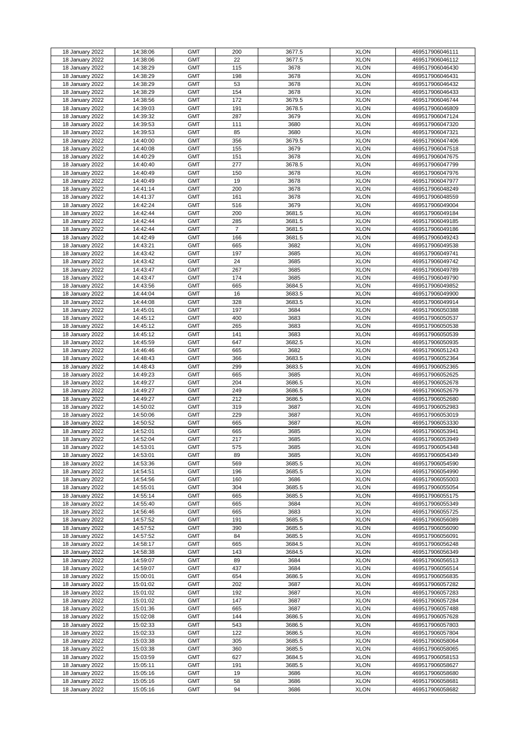| 18 January 2022 | 14:38:06 | GMT | 200 | 3677.5 | XLON | 469517906046111 |
|---|---|---|---|---|---|---|
| 18 January 2022 | 14:38:06 | GMT | 22 | 3677.5 | XLON | 469517906046112 |
| 18 January 2022 | 14:38:29 | GMT | 115 | 3678 | XLON | 469517906046430 |
| 18 January 2022 | 14:38:29 | GMT | 198 | 3678 | XLON | 469517906046431 |
| 18 January 2022 | 14:38:29 | GMT | 53 | 3678 | XLON | 469517906046432 |
| 18 January 2022 | 14:38:29 | GMT | 154 | 3678 | XLON | 469517906046433 |
| 18 January 2022 | 14:38:56 | GMT | 172 | 3679.5 | XLON | 469517906046744 |
| 18 January 2022 | 14:39:03 | GMT | 191 | 3678.5 | XLON | 469517906046809 |
| 18 January 2022 | 14:39:32 | GMT | 287 | 3679 | XLON | 469517906047124 |
| 18 January 2022 | 14:39:53 | GMT | 111 | 3680 | XLON | 469517906047320 |
| 18 January 2022 | 14:39:53 | GMT | 85 | 3680 | XLON | 469517906047321 |
| 18 January 2022 | 14:40:00 | GMT | 356 | 3679.5 | XLON | 469517906047406 |
| 18 January 2022 | 14:40:08 | GMT | 155 | 3679 | XLON | 469517906047518 |
| 18 January 2022 | 14:40:29 | GMT | 151 | 3678 | XLON | 469517906047675 |
| 18 January 2022 | 14:40:40 | GMT | 277 | 3678.5 | XLON | 469517906047799 |
| 18 January 2022 | 14:40:49 | GMT | 150 | 3678 | XLON | 469517906047976 |
| 18 January 2022 | 14:40:49 | GMT | 19 | 3678 | XLON | 469517906047977 |
| 18 January 2022 | 14:41:14 | GMT | 200 | 3678 | XLON | 469517906048249 |
| 18 January 2022 | 14:41:37 | GMT | 161 | 3678 | XLON | 469517906048559 |
| 18 January 2022 | 14:42:24 | GMT | 516 | 3679 | XLON | 469517906049004 |
| 18 January 2022 | 14:42:44 | GMT | 200 | 3681.5 | XLON | 469517906049184 |
| 18 January 2022 | 14:42:44 | GMT | 285 | 3681.5 | XLON | 469517906049185 |
| 18 January 2022 | 14:42:44 | GMT | 7 | 3681.5 | XLON | 469517906049186 |
| 18 January 2022 | 14:42:49 | GMT | 166 | 3681.5 | XLON | 469517906049243 |
| 18 January 2022 | 14:43:21 | GMT | 665 | 3682 | XLON | 469517906049538 |
| 18 January 2022 | 14:43:42 | GMT | 197 | 3685 | XLON | 469517906049741 |
| 18 January 2022 | 14:43:42 | GMT | 24 | 3685 | XLON | 469517906049742 |
| 18 January 2022 | 14:43:47 | GMT | 267 | 3685 | XLON | 469517906049789 |
| 18 January 2022 | 14:43:47 | GMT | 174 | 3685 | XLON | 469517906049790 |
| 18 January 2022 | 14:43:56 | GMT | 665 | 3684.5 | XLON | 469517906049852 |
| 18 January 2022 | 14:44:04 | GMT | 16 | 3683.5 | XLON | 469517906049900 |
| 18 January 2022 | 14:44:08 | GMT | 328 | 3683.5 | XLON | 469517906049914 |
| 18 January 2022 | 14:45:01 | GMT | 197 | 3684 | XLON | 469517906050388 |
| 18 January 2022 | 14:45:12 | GMT | 400 | 3683 | XLON | 469517906050537 |
| 18 January 2022 | 14:45:12 | GMT | 265 | 3683 | XLON | 469517906050538 |
| 18 January 2022 | 14:45:12 | GMT | 141 | 3683 | XLON | 469517906050539 |
| 18 January 2022 | 14:45:59 | GMT | 647 | 3682.5 | XLON | 469517906050935 |
| 18 January 2022 | 14:46:46 | GMT | 665 | 3682 | XLON | 469517906051243 |
| 18 January 2022 | 14:48:43 | GMT | 366 | 3683.5 | XLON | 469517906052364 |
| 18 January 2022 | 14:48:43 | GMT | 299 | 3683.5 | XLON | 469517906052365 |
| 18 January 2022 | 14:49:23 | GMT | 665 | 3685 | XLON | 469517906052625 |
| 18 January 2022 | 14:49:27 | GMT | 204 | 3686.5 | XLON | 469517906052678 |
| 18 January 2022 | 14:49:27 | GMT | 249 | 3686.5 | XLON | 469517906052679 |
| 18 January 2022 | 14:49:27 | GMT | 212 | 3686.5 | XLON | 469517906052680 |
| 18 January 2022 | 14:50:02 | GMT | 319 | 3687 | XLON | 469517906052983 |
| 18 January 2022 | 14:50:06 | GMT | 229 | 3687 | XLON | 469517906053019 |
| 18 January 2022 | 14:50:52 | GMT | 665 | 3687 | XLON | 469517906053330 |
| 18 January 2022 | 14:52:01 | GMT | 665 | 3685 | XLON | 469517906053941 |
| 18 January 2022 | 14:52:04 | GMT | 217 | 3685 | XLON | 469517906053949 |
| 18 January 2022 | 14:53:01 | GMT | 575 | 3685 | XLON | 469517906054348 |
| 18 January 2022 | 14:53:01 | GMT | 89 | 3685 | XLON | 469517906054349 |
| 18 January 2022 | 14:53:36 | GMT | 569 | 3685.5 | XLON | 469517906054590 |
| 18 January 2022 | 14:54:51 | GMT | 196 | 3685.5 | XLON | 469517906054990 |
| 18 January 2022 | 14:54:56 | GMT | 160 | 3686 | XLON | 469517906055003 |
| 18 January 2022 | 14:55:01 | GMT | 304 | 3685.5 | XLON | 469517906055054 |
| 18 January 2022 | 14:55:14 | GMT | 665 | 3685.5 | XLON | 469517906055175 |
| 18 January 2022 | 14:55:40 | GMT | 665 | 3684 | XLON | 469517906055349 |
| 18 January 2022 | 14:56:46 | GMT | 665 | 3683 | XLON | 469517906055725 |
| 18 January 2022 | 14:57:52 | GMT | 191 | 3685.5 | XLON | 469517906056089 |
| 18 January 2022 | 14:57:52 | GMT | 390 | 3685.5 | XLON | 469517906056090 |
| 18 January 2022 | 14:57:52 | GMT | 84 | 3685.5 | XLON | 469517906056091 |
| 18 January 2022 | 14:58:17 | GMT | 665 | 3684.5 | XLON | 469517906056248 |
| 18 January 2022 | 14:58:38 | GMT | 143 | 3684.5 | XLON | 469517906056349 |
| 18 January 2022 | 14:59:07 | GMT | 89 | 3684 | XLON | 469517906056513 |
| 18 January 2022 | 14:59:07 | GMT | 437 | 3684 | XLON | 469517906056514 |
| 18 January 2022 | 15:00:01 | GMT | 654 | 3686.5 | XLON | 469517906056835 |
| 18 January 2022 | 15:01:02 | GMT | 202 | 3687 | XLON | 469517906057282 |
| 18 January 2022 | 15:01:02 | GMT | 192 | 3687 | XLON | 469517906057283 |
| 18 January 2022 | 15:01:02 | GMT | 147 | 3687 | XLON | 469517906057284 |
| 18 January 2022 | 15:01:36 | GMT | 665 | 3687 | XLON | 469517906057488 |
| 18 January 2022 | 15:02:08 | GMT | 144 | 3686.5 | XLON | 469517906057628 |
| 18 January 2022 | 15:02:33 | GMT | 543 | 3686.5 | XLON | 469517906057803 |
| 18 January 2022 | 15:02:33 | GMT | 122 | 3686.5 | XLON | 469517906057804 |
| 18 January 2022 | 15:03:38 | GMT | 305 | 3685.5 | XLON | 469517906058064 |
| 18 January 2022 | 15:03:38 | GMT | 360 | 3685.5 | XLON | 469517906058065 |
| 18 January 2022 | 15:03:59 | GMT | 627 | 3684.5 | XLON | 469517906058153 |
| 18 January 2022 | 15:05:11 | GMT | 191 | 3685.5 | XLON | 469517906058627 |
| 18 January 2022 | 15:05:16 | GMT | 19 | 3686 | XLON | 469517906058680 |
| 18 January 2022 | 15:05:16 | GMT | 58 | 3686 | XLON | 469517906058681 |
| 18 January 2022 | 15:05:16 | GMT | 94 | 3686 | XLON | 469517906058682 |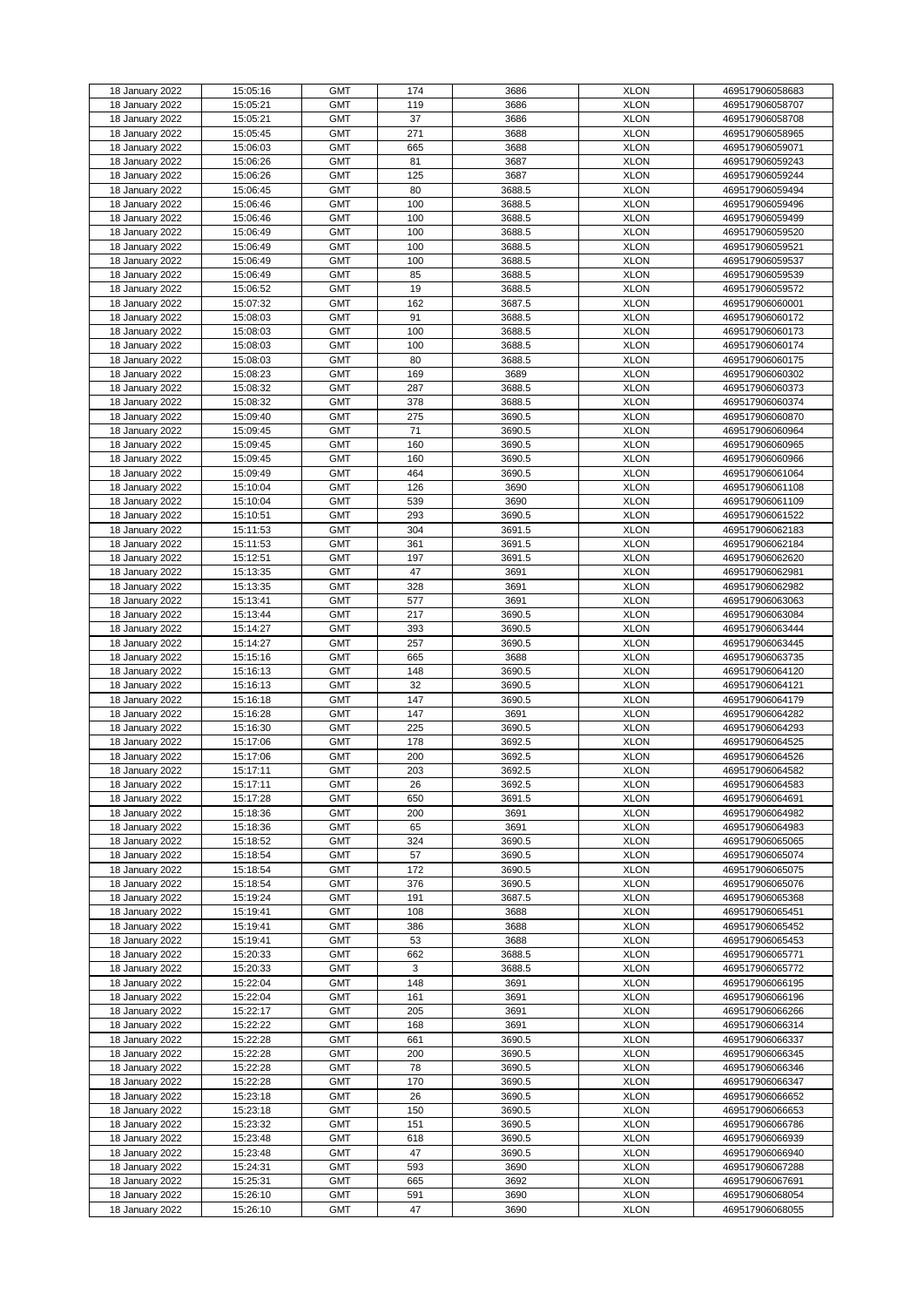| 18 January 2022 | 15:05:16 | GMT | 174 | 3686 | XLON | 469517906058683 |
|---|---|---|---|---|---|---|
| 18 January 2022 | 15:05:21 | GMT | 119 | 3686 | XLON | 469517906058707 |
| 18 January 2022 | 15:05:21 | GMT | 37 | 3686 | XLON | 469517906058708 |
| 18 January 2022 | 15:05:45 | GMT | 271 | 3688 | XLON | 469517906058965 |
| 18 January 2022 | 15:06:03 | GMT | 665 | 3688 | XLON | 469517906059071 |
| 18 January 2022 | 15:06:26 | GMT | 81 | 3687 | XLON | 469517906059243 |
| 18 January 2022 | 15:06:26 | GMT | 125 | 3687 | XLON | 469517906059244 |
| 18 January 2022 | 15:06:45 | GMT | 80 | 3688.5 | XLON | 469517906059494 |
| 18 January 2022 | 15:06:46 | GMT | 100 | 3688.5 | XLON | 469517906059496 |
| 18 January 2022 | 15:06:46 | GMT | 100 | 3688.5 | XLON | 469517906059499 |
| 18 January 2022 | 15:06:49 | GMT | 100 | 3688.5 | XLON | 469517906059520 |
| 18 January 2022 | 15:06:49 | GMT | 100 | 3688.5 | XLON | 469517906059521 |
| 18 January 2022 | 15:06:49 | GMT | 100 | 3688.5 | XLON | 469517906059537 |
| 18 January 2022 | 15:06:49 | GMT | 85 | 3688.5 | XLON | 469517906059539 |
| 18 January 2022 | 15:06:52 | GMT | 19 | 3688.5 | XLON | 469517906059572 |
| 18 January 2022 | 15:07:32 | GMT | 162 | 3687.5 | XLON | 469517906060001 |
| 18 January 2022 | 15:08:03 | GMT | 91 | 3688.5 | XLON | 469517906060172 |
| 18 January 2022 | 15:08:03 | GMT | 100 | 3688.5 | XLON | 469517906060173 |
| 18 January 2022 | 15:08:03 | GMT | 100 | 3688.5 | XLON | 469517906060174 |
| 18 January 2022 | 15:08:03 | GMT | 80 | 3688.5 | XLON | 469517906060175 |
| 18 January 2022 | 15:08:23 | GMT | 169 | 3689 | XLON | 469517906060302 |
| 18 January 2022 | 15:08:32 | GMT | 287 | 3688.5 | XLON | 469517906060373 |
| 18 January 2022 | 15:08:32 | GMT | 378 | 3688.5 | XLON | 469517906060374 |
| 18 January 2022 | 15:09:40 | GMT | 275 | 3690.5 | XLON | 469517906060870 |
| 18 January 2022 | 15:09:45 | GMT | 71 | 3690.5 | XLON | 469517906060964 |
| 18 January 2022 | 15:09:45 | GMT | 160 | 3690.5 | XLON | 469517906060965 |
| 18 January 2022 | 15:09:45 | GMT | 160 | 3690.5 | XLON | 469517906060966 |
| 18 January 2022 | 15:09:49 | GMT | 464 | 3690.5 | XLON | 469517906061064 |
| 18 January 2022 | 15:10:04 | GMT | 126 | 3690 | XLON | 469517906061108 |
| 18 January 2022 | 15:10:04 | GMT | 539 | 3690 | XLON | 469517906061109 |
| 18 January 2022 | 15:10:51 | GMT | 293 | 3690.5 | XLON | 469517906061522 |
| 18 January 2022 | 15:11:53 | GMT | 304 | 3691.5 | XLON | 469517906062183 |
| 18 January 2022 | 15:11:53 | GMT | 361 | 3691.5 | XLON | 469517906062184 |
| 18 January 2022 | 15:12:51 | GMT | 197 | 3691.5 | XLON | 469517906062620 |
| 18 January 2022 | 15:13:35 | GMT | 47 | 3691 | XLON | 469517906062981 |
| 18 January 2022 | 15:13:35 | GMT | 328 | 3691 | XLON | 469517906062982 |
| 18 January 2022 | 15:13:41 | GMT | 577 | 3691 | XLON | 469517906063063 |
| 18 January 2022 | 15:13:44 | GMT | 217 | 3690.5 | XLON | 469517906063084 |
| 18 January 2022 | 15:14:27 | GMT | 393 | 3690.5 | XLON | 469517906063444 |
| 18 January 2022 | 15:14:27 | GMT | 257 | 3690.5 | XLON | 469517906063445 |
| 18 January 2022 | 15:15:16 | GMT | 665 | 3688 | XLON | 469517906063735 |
| 18 January 2022 | 15:16:13 | GMT | 148 | 3690.5 | XLON | 469517906064120 |
| 18 January 2022 | 15:16:13 | GMT | 32 | 3690.5 | XLON | 469517906064121 |
| 18 January 2022 | 15:16:18 | GMT | 147 | 3690.5 | XLON | 469517906064179 |
| 18 January 2022 | 15:16:28 | GMT | 147 | 3691 | XLON | 469517906064282 |
| 18 January 2022 | 15:16:30 | GMT | 225 | 3690.5 | XLON | 469517906064293 |
| 18 January 2022 | 15:17:06 | GMT | 178 | 3692.5 | XLON | 469517906064525 |
| 18 January 2022 | 15:17:06 | GMT | 200 | 3692.5 | XLON | 469517906064526 |
| 18 January 2022 | 15:17:11 | GMT | 203 | 3692.5 | XLON | 469517906064582 |
| 18 January 2022 | 15:17:11 | GMT | 26 | 3692.5 | XLON | 469517906064583 |
| 18 January 2022 | 15:17:28 | GMT | 650 | 3691.5 | XLON | 469517906064691 |
| 18 January 2022 | 15:18:36 | GMT | 200 | 3691 | XLON | 469517906064982 |
| 18 January 2022 | 15:18:36 | GMT | 65 | 3691 | XLON | 469517906064983 |
| 18 January 2022 | 15:18:52 | GMT | 324 | 3690.5 | XLON | 469517906065065 |
| 18 January 2022 | 15:18:54 | GMT | 57 | 3690.5 | XLON | 469517906065074 |
| 18 January 2022 | 15:18:54 | GMT | 172 | 3690.5 | XLON | 469517906065075 |
| 18 January 2022 | 15:18:54 | GMT | 376 | 3690.5 | XLON | 469517906065076 |
| 18 January 2022 | 15:19:24 | GMT | 191 | 3687.5 | XLON | 469517906065368 |
| 18 January 2022 | 15:19:41 | GMT | 108 | 3688 | XLON | 469517906065451 |
| 18 January 2022 | 15:19:41 | GMT | 386 | 3688 | XLON | 469517906065452 |
| 18 January 2022 | 15:19:41 | GMT | 53 | 3688 | XLON | 469517906065453 |
| 18 January 2022 | 15:20:33 | GMT | 662 | 3688.5 | XLON | 469517906065771 |
| 18 January 2022 | 15:20:33 | GMT | 3 | 3688.5 | XLON | 469517906065772 |
| 18 January 2022 | 15:22:04 | GMT | 148 | 3691 | XLON | 469517906066195 |
| 18 January 2022 | 15:22:04 | GMT | 161 | 3691 | XLON | 469517906066196 |
| 18 January 2022 | 15:22:17 | GMT | 205 | 3691 | XLON | 469517906066266 |
| 18 January 2022 | 15:22:22 | GMT | 168 | 3691 | XLON | 469517906066314 |
| 18 January 2022 | 15:22:28 | GMT | 661 | 3690.5 | XLON | 469517906066337 |
| 18 January 2022 | 15:22:28 | GMT | 200 | 3690.5 | XLON | 469517906066345 |
| 18 January 2022 | 15:22:28 | GMT | 78 | 3690.5 | XLON | 469517906066346 |
| 18 January 2022 | 15:22:28 | GMT | 170 | 3690.5 | XLON | 469517906066347 |
| 18 January 2022 | 15:23:18 | GMT | 26 | 3690.5 | XLON | 469517906066652 |
| 18 January 2022 | 15:23:18 | GMT | 150 | 3690.5 | XLON | 469517906066653 |
| 18 January 2022 | 15:23:32 | GMT | 151 | 3690.5 | XLON | 469517906066786 |
| 18 January 2022 | 15:23:48 | GMT | 618 | 3690.5 | XLON | 469517906066939 |
| 18 January 2022 | 15:23:48 | GMT | 47 | 3690.5 | XLON | 469517906066940 |
| 18 January 2022 | 15:24:31 | GMT | 593 | 3690 | XLON | 469517906067288 |
| 18 January 2022 | 15:25:31 | GMT | 665 | 3692 | XLON | 469517906067691 |
| 18 January 2022 | 15:26:10 | GMT | 591 | 3690 | XLON | 469517906068054 |
| 18 January 2022 | 15:26:10 | GMT | 47 | 3690 | XLON | 469517906068055 |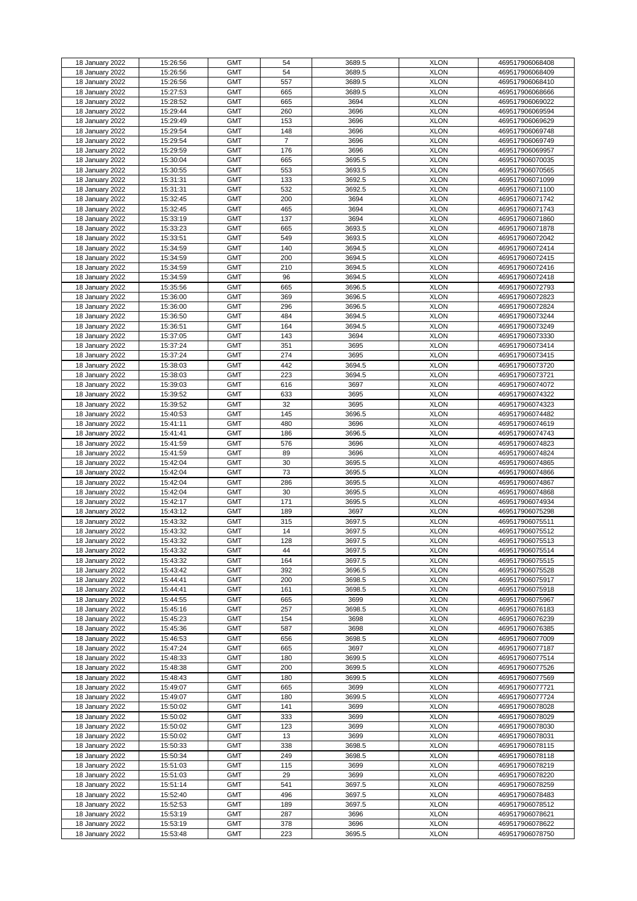| 18 January 2022 | 15:26:56 | GMT | 54 | 3689.5 | XLON | 469517906068408 |
|---|---|---|---|---|---|---|
| 18 January 2022 | 15:26:56 | GMT | 54 | 3689.5 | XLON | 469517906068409 |
| 18 January 2022 | 15:26:56 | GMT | 557 | 3689.5 | XLON | 469517906068410 |
| 18 January 2022 | 15:27:53 | GMT | 665 | 3689.5 | XLON | 469517906068666 |
| 18 January 2022 | 15:28:52 | GMT | 665 | 3694 | XLON | 469517906069022 |
| 18 January 2022 | 15:29:44 | GMT | 260 | 3696 | XLON | 469517906069594 |
| 18 January 2022 | 15:29:49 | GMT | 153 | 3696 | XLON | 469517906069629 |
| 18 January 2022 | 15:29:54 | GMT | 148 | 3696 | XLON | 469517906069748 |
| 18 January 2022 | 15:29:54 | GMT | 7 | 3696 | XLON | 469517906069749 |
| 18 January 2022 | 15:29:59 | GMT | 176 | 3696 | XLON | 469517906069957 |
| 18 January 2022 | 15:30:04 | GMT | 665 | 3695.5 | XLON | 469517906070035 |
| 18 January 2022 | 15:30:55 | GMT | 553 | 3693.5 | XLON | 469517906070565 |
| 18 January 2022 | 15:31:31 | GMT | 133 | 3692.5 | XLON | 469517906071099 |
| 18 January 2022 | 15:31:31 | GMT | 532 | 3692.5 | XLON | 469517906071100 |
| 18 January 2022 | 15:32:45 | GMT | 200 | 3694 | XLON | 469517906071742 |
| 18 January 2022 | 15:32:45 | GMT | 465 | 3694 | XLON | 469517906071743 |
| 18 January 2022 | 15:33:19 | GMT | 137 | 3694 | XLON | 469517906071860 |
| 18 January 2022 | 15:33:23 | GMT | 665 | 3693.5 | XLON | 469517906071878 |
| 18 January 2022 | 15:33:51 | GMT | 549 | 3693.5 | XLON | 469517906072042 |
| 18 January 2022 | 15:34:59 | GMT | 140 | 3694.5 | XLON | 469517906072414 |
| 18 January 2022 | 15:34:59 | GMT | 200 | 3694.5 | XLON | 469517906072415 |
| 18 January 2022 | 15:34:59 | GMT | 210 | 3694.5 | XLON | 469517906072416 |
| 18 January 2022 | 15:34:59 | GMT | 96 | 3694.5 | XLON | 469517906072418 |
| 18 January 2022 | 15:35:56 | GMT | 665 | 3696.5 | XLON | 469517906072793 |
| 18 January 2022 | 15:36:00 | GMT | 369 | 3696.5 | XLON | 469517906072823 |
| 18 January 2022 | 15:36:00 | GMT | 296 | 3696.5 | XLON | 469517906072824 |
| 18 January 2022 | 15:36:50 | GMT | 484 | 3694.5 | XLON | 469517906073244 |
| 18 January 2022 | 15:36:51 | GMT | 164 | 3694.5 | XLON | 469517906073249 |
| 18 January 2022 | 15:37:05 | GMT | 143 | 3694 | XLON | 469517906073330 |
| 18 January 2022 | 15:37:24 | GMT | 351 | 3695 | XLON | 469517906073414 |
| 18 January 2022 | 15:37:24 | GMT | 274 | 3695 | XLON | 469517906073415 |
| 18 January 2022 | 15:38:03 | GMT | 442 | 3694.5 | XLON | 469517906073720 |
| 18 January 2022 | 15:38:03 | GMT | 223 | 3694.5 | XLON | 469517906073721 |
| 18 January 2022 | 15:39:03 | GMT | 616 | 3697 | XLON | 469517906074072 |
| 18 January 2022 | 15:39:52 | GMT | 633 | 3695 | XLON | 469517906074322 |
| 18 January 2022 | 15:39:52 | GMT | 32 | 3695 | XLON | 469517906074323 |
| 18 January 2022 | 15:40:53 | GMT | 145 | 3696.5 | XLON | 469517906074482 |
| 18 January 2022 | 15:41:11 | GMT | 480 | 3696 | XLON | 469517906074619 |
| 18 January 2022 | 15:41:41 | GMT | 186 | 3696.5 | XLON | 469517906074743 |
| 18 January 2022 | 15:41:59 | GMT | 576 | 3696 | XLON | 469517906074823 |
| 18 January 2022 | 15:41:59 | GMT | 89 | 3696 | XLON | 469517906074824 |
| 18 January 2022 | 15:42:04 | GMT | 30 | 3695.5 | XLON | 469517906074865 |
| 18 January 2022 | 15:42:04 | GMT | 73 | 3695.5 | XLON | 469517906074866 |
| 18 January 2022 | 15:42:04 | GMT | 286 | 3695.5 | XLON | 469517906074867 |
| 18 January 2022 | 15:42:04 | GMT | 30 | 3695.5 | XLON | 469517906074868 |
| 18 January 2022 | 15:42:17 | GMT | 171 | 3695.5 | XLON | 469517906074934 |
| 18 January 2022 | 15:43:12 | GMT | 189 | 3697 | XLON | 469517906075298 |
| 18 January 2022 | 15:43:32 | GMT | 315 | 3697.5 | XLON | 469517906075511 |
| 18 January 2022 | 15:43:32 | GMT | 14 | 3697.5 | XLON | 469517906075512 |
| 18 January 2022 | 15:43:32 | GMT | 128 | 3697.5 | XLON | 469517906075513 |
| 18 January 2022 | 15:43:32 | GMT | 44 | 3697.5 | XLON | 469517906075514 |
| 18 January 2022 | 15:43:32 | GMT | 164 | 3697.5 | XLON | 469517906075515 |
| 18 January 2022 | 15:43:42 | GMT | 392 | 3696.5 | XLON | 469517906075528 |
| 18 January 2022 | 15:44:41 | GMT | 200 | 3698.5 | XLON | 469517906075917 |
| 18 January 2022 | 15:44:41 | GMT | 161 | 3698.5 | XLON | 469517906075918 |
| 18 January 2022 | 15:44:55 | GMT | 665 | 3699 | XLON | 469517906075967 |
| 18 January 2022 | 15:45:16 | GMT | 257 | 3698.5 | XLON | 469517906076183 |
| 18 January 2022 | 15:45:23 | GMT | 154 | 3698 | XLON | 469517906076239 |
| 18 January 2022 | 15:45:36 | GMT | 587 | 3698 | XLON | 469517906076385 |
| 18 January 2022 | 15:46:53 | GMT | 656 | 3698.5 | XLON | 469517906077009 |
| 18 January 2022 | 15:47:24 | GMT | 665 | 3697 | XLON | 469517906077187 |
| 18 January 2022 | 15:48:33 | GMT | 180 | 3699.5 | XLON | 469517906077514 |
| 18 January 2022 | 15:48:38 | GMT | 200 | 3699.5 | XLON | 469517906077526 |
| 18 January 2022 | 15:48:43 | GMT | 180 | 3699.5 | XLON | 469517906077569 |
| 18 January 2022 | 15:49:07 | GMT | 665 | 3699 | XLON | 469517906077721 |
| 18 January 2022 | 15:49:07 | GMT | 180 | 3699.5 | XLON | 469517906077724 |
| 18 January 2022 | 15:50:02 | GMT | 141 | 3699 | XLON | 469517906078028 |
| 18 January 2022 | 15:50:02 | GMT | 333 | 3699 | XLON | 469517906078029 |
| 18 January 2022 | 15:50:02 | GMT | 123 | 3699 | XLON | 469517906078030 |
| 18 January 2022 | 15:50:02 | GMT | 13 | 3699 | XLON | 469517906078031 |
| 18 January 2022 | 15:50:33 | GMT | 338 | 3698.5 | XLON | 469517906078115 |
| 18 January 2022 | 15:50:34 | GMT | 249 | 3698.5 | XLON | 469517906078118 |
| 18 January 2022 | 15:51:03 | GMT | 115 | 3699 | XLON | 469517906078219 |
| 18 January 2022 | 15:51:03 | GMT | 29 | 3699 | XLON | 469517906078220 |
| 18 January 2022 | 15:51:14 | GMT | 541 | 3697.5 | XLON | 469517906078259 |
| 18 January 2022 | 15:52:40 | GMT | 496 | 3697.5 | XLON | 469517906078483 |
| 18 January 2022 | 15:52:53 | GMT | 189 | 3697.5 | XLON | 469517906078512 |
| 18 January 2022 | 15:53:19 | GMT | 287 | 3696 | XLON | 469517906078621 |
| 18 January 2022 | 15:53:19 | GMT | 378 | 3696 | XLON | 469517906078622 |
| 18 January 2022 | 15:53:48 | GMT | 223 | 3695.5 | XLON | 469517906078750 |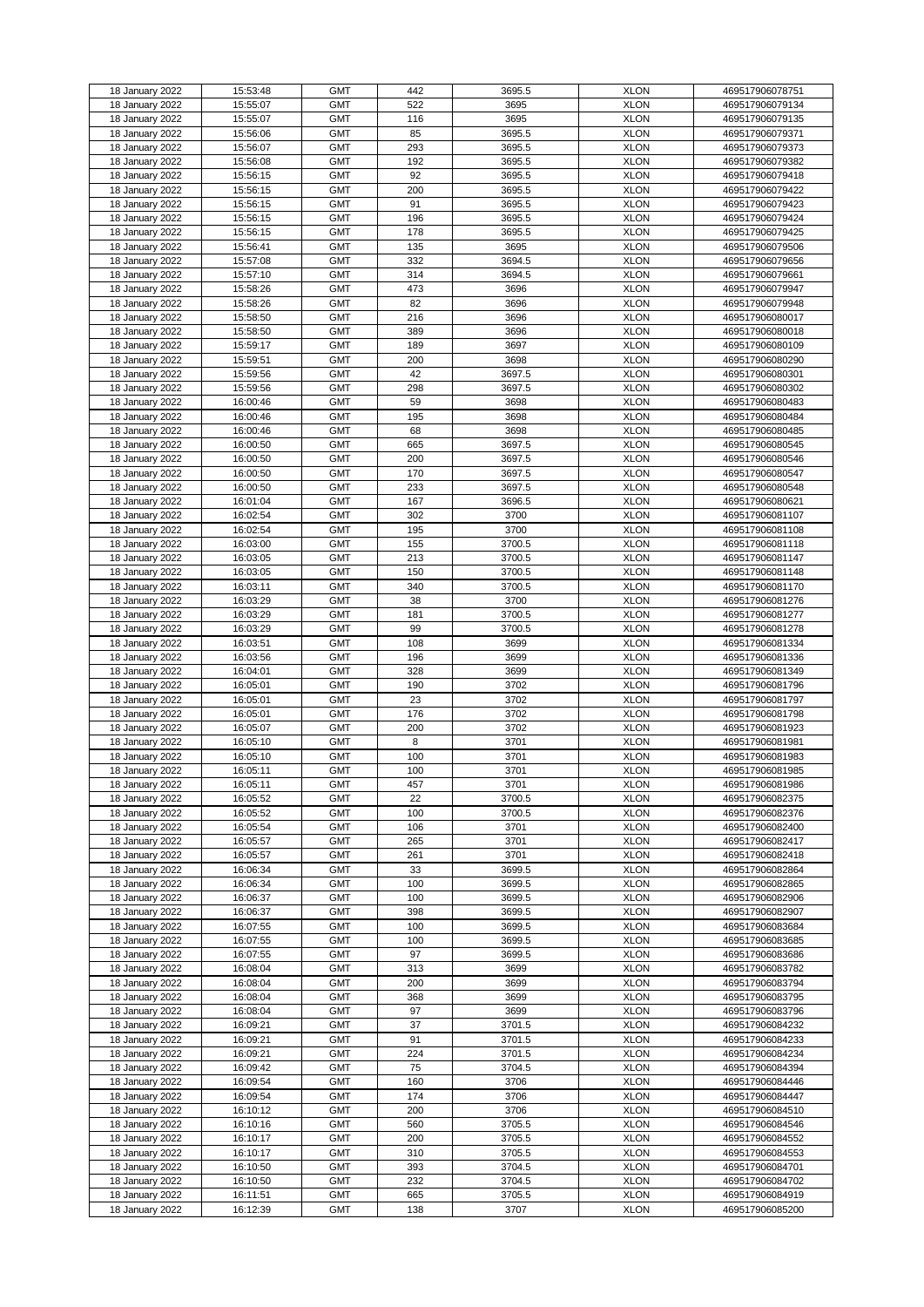| 18 January 2022 | 15:53:48 | GMT | 442 | 3695.5 | XLON | 469517906078751 |
|---|---|---|---|---|---|---|
| 18 January 2022 | 15:55:07 | GMT | 522 | 3695 | XLON | 469517906079134 |
| 18 January 2022 | 15:55:07 | GMT | 116 | 3695 | XLON | 469517906079135 |
| 18 January 2022 | 15:56:06 | GMT | 85 | 3695.5 | XLON | 469517906079371 |
| 18 January 2022 | 15:56:07 | GMT | 293 | 3695.5 | XLON | 469517906079373 |
| 18 January 2022 | 15:56:08 | GMT | 192 | 3695.5 | XLON | 469517906079382 |
| 18 January 2022 | 15:56:15 | GMT | 92 | 3695.5 | XLON | 469517906079418 |
| 18 January 2022 | 15:56:15 | GMT | 200 | 3695.5 | XLON | 469517906079422 |
| 18 January 2022 | 15:56:15 | GMT | 91 | 3695.5 | XLON | 469517906079423 |
| 18 January 2022 | 15:56:15 | GMT | 196 | 3695.5 | XLON | 469517906079424 |
| 18 January 2022 | 15:56:15 | GMT | 178 | 3695.5 | XLON | 469517906079425 |
| 18 January 2022 | 15:56:41 | GMT | 135 | 3695 | XLON | 469517906079506 |
| 18 January 2022 | 15:57:08 | GMT | 332 | 3694.5 | XLON | 469517906079656 |
| 18 January 2022 | 15:57:10 | GMT | 314 | 3694.5 | XLON | 469517906079661 |
| 18 January 2022 | 15:58:26 | GMT | 473 | 3696 | XLON | 469517906079947 |
| 18 January 2022 | 15:58:26 | GMT | 82 | 3696 | XLON | 469517906079948 |
| 18 January 2022 | 15:58:50 | GMT | 216 | 3696 | XLON | 469517906080017 |
| 18 January 2022 | 15:58:50 | GMT | 389 | 3696 | XLON | 469517906080018 |
| 18 January 2022 | 15:59:17 | GMT | 189 | 3697 | XLON | 469517906080109 |
| 18 January 2022 | 15:59:51 | GMT | 200 | 3698 | XLON | 469517906080290 |
| 18 January 2022 | 15:59:56 | GMT | 42 | 3697.5 | XLON | 469517906080301 |
| 18 January 2022 | 15:59:56 | GMT | 298 | 3697.5 | XLON | 469517906080302 |
| 18 January 2022 | 16:00:46 | GMT | 59 | 3698 | XLON | 469517906080483 |
| 18 January 2022 | 16:00:46 | GMT | 195 | 3698 | XLON | 469517906080484 |
| 18 January 2022 | 16:00:46 | GMT | 68 | 3698 | XLON | 469517906080485 |
| 18 January 2022 | 16:00:50 | GMT | 665 | 3697.5 | XLON | 469517906080545 |
| 18 January 2022 | 16:00:50 | GMT | 200 | 3697.5 | XLON | 469517906080546 |
| 18 January 2022 | 16:00:50 | GMT | 170 | 3697.5 | XLON | 469517906080547 |
| 18 January 2022 | 16:00:50 | GMT | 233 | 3697.5 | XLON | 469517906080548 |
| 18 January 2022 | 16:01:04 | GMT | 167 | 3696.5 | XLON | 469517906080621 |
| 18 January 2022 | 16:02:54 | GMT | 302 | 3700 | XLON | 469517906081107 |
| 18 January 2022 | 16:02:54 | GMT | 195 | 3700 | XLON | 469517906081108 |
| 18 January 2022 | 16:03:00 | GMT | 155 | 3700.5 | XLON | 469517906081118 |
| 18 January 2022 | 16:03:05 | GMT | 213 | 3700.5 | XLON | 469517906081147 |
| 18 January 2022 | 16:03:05 | GMT | 150 | 3700.5 | XLON | 469517906081148 |
| 18 January 2022 | 16:03:11 | GMT | 340 | 3700.5 | XLON | 469517906081170 |
| 18 January 2022 | 16:03:29 | GMT | 38 | 3700 | XLON | 469517906081276 |
| 18 January 2022 | 16:03:29 | GMT | 181 | 3700.5 | XLON | 469517906081277 |
| 18 January 2022 | 16:03:29 | GMT | 99 | 3700.5 | XLON | 469517906081278 |
| 18 January 2022 | 16:03:51 | GMT | 108 | 3699 | XLON | 469517906081334 |
| 18 January 2022 | 16:03:56 | GMT | 196 | 3699 | XLON | 469517906081336 |
| 18 January 2022 | 16:04:01 | GMT | 328 | 3699 | XLON | 469517906081349 |
| 18 January 2022 | 16:05:01 | GMT | 190 | 3702 | XLON | 469517906081796 |
| 18 January 2022 | 16:05:01 | GMT | 23 | 3702 | XLON | 469517906081797 |
| 18 January 2022 | 16:05:01 | GMT | 176 | 3702 | XLON | 469517906081798 |
| 18 January 2022 | 16:05:07 | GMT | 200 | 3702 | XLON | 469517906081923 |
| 18 January 2022 | 16:05:10 | GMT | 8 | 3701 | XLON | 469517906081981 |
| 18 January 2022 | 16:05:10 | GMT | 100 | 3701 | XLON | 469517906081983 |
| 18 January 2022 | 16:05:11 | GMT | 100 | 3701 | XLON | 469517906081985 |
| 18 January 2022 | 16:05:11 | GMT | 457 | 3701 | XLON | 469517906081986 |
| 18 January 2022 | 16:05:52 | GMT | 22 | 3700.5 | XLON | 469517906082375 |
| 18 January 2022 | 16:05:52 | GMT | 100 | 3700.5 | XLON | 469517906082376 |
| 18 January 2022 | 16:05:54 | GMT | 106 | 3701 | XLON | 469517906082400 |
| 18 January 2022 | 16:05:57 | GMT | 265 | 3701 | XLON | 469517906082417 |
| 18 January 2022 | 16:05:57 | GMT | 261 | 3701 | XLON | 469517906082418 |
| 18 January 2022 | 16:06:34 | GMT | 33 | 3699.5 | XLON | 469517906082864 |
| 18 January 2022 | 16:06:34 | GMT | 100 | 3699.5 | XLON | 469517906082865 |
| 18 January 2022 | 16:06:37 | GMT | 100 | 3699.5 | XLON | 469517906082906 |
| 18 January 2022 | 16:06:37 | GMT | 398 | 3699.5 | XLON | 469517906082907 |
| 18 January 2022 | 16:07:55 | GMT | 100 | 3699.5 | XLON | 469517906083684 |
| 18 January 2022 | 16:07:55 | GMT | 100 | 3699.5 | XLON | 469517906083685 |
| 18 January 2022 | 16:07:55 | GMT | 97 | 3699.5 | XLON | 469517906083686 |
| 18 January 2022 | 16:08:04 | GMT | 313 | 3699 | XLON | 469517906083782 |
| 18 January 2022 | 16:08:04 | GMT | 200 | 3699 | XLON | 469517906083794 |
| 18 January 2022 | 16:08:04 | GMT | 368 | 3699 | XLON | 469517906083795 |
| 18 January 2022 | 16:08:04 | GMT | 97 | 3699 | XLON | 469517906083796 |
| 18 January 2022 | 16:09:21 | GMT | 37 | 3701.5 | XLON | 469517906084232 |
| 18 January 2022 | 16:09:21 | GMT | 91 | 3701.5 | XLON | 469517906084233 |
| 18 January 2022 | 16:09:21 | GMT | 224 | 3701.5 | XLON | 469517906084234 |
| 18 January 2022 | 16:09:42 | GMT | 75 | 3704.5 | XLON | 469517906084394 |
| 18 January 2022 | 16:09:54 | GMT | 160 | 3706 | XLON | 469517906084446 |
| 18 January 2022 | 16:09:54 | GMT | 174 | 3706 | XLON | 469517906084447 |
| 18 January 2022 | 16:10:12 | GMT | 200 | 3706 | XLON | 469517906084510 |
| 18 January 2022 | 16:10:16 | GMT | 560 | 3705.5 | XLON | 469517906084546 |
| 18 January 2022 | 16:10:17 | GMT | 200 | 3705.5 | XLON | 469517906084552 |
| 18 January 2022 | 16:10:17 | GMT | 310 | 3705.5 | XLON | 469517906084553 |
| 18 January 2022 | 16:10:50 | GMT | 393 | 3704.5 | XLON | 469517906084701 |
| 18 January 2022 | 16:10:50 | GMT | 232 | 3704.5 | XLON | 469517906084702 |
| 18 January 2022 | 16:11:51 | GMT | 665 | 3705.5 | XLON | 469517906084919 |
| 18 January 2022 | 16:12:39 | GMT | 138 | 3707 | XLON | 469517906085200 |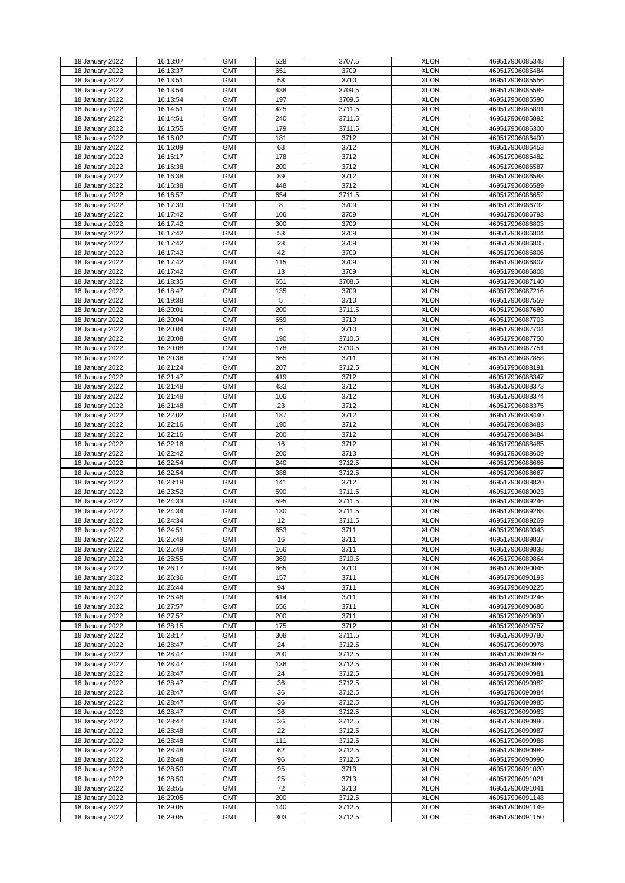| 18 January 2022 | 16:13:07 | GMT | 528 | 3707.5 | XLON | 469517906085348 |
|---|---|---|---|---|---|---|
| 18 January 2022 | 16:13:37 | GMT | 651 | 3709 | XLON | 469517906085484 |
| 18 January 2022 | 16:13:51 | GMT | 58 | 3710 | XLON | 469517906085556 |
| 18 January 2022 | 16:13:54 | GMT | 438 | 3709.5 | XLON | 469517906085589 |
| 18 January 2022 | 16:13:54 | GMT | 197 | 3709.5 | XLON | 469517906085590 |
| 18 January 2022 | 16:14:51 | GMT | 425 | 3711.5 | XLON | 469517906085891 |
| 18 January 2022 | 16:14:51 | GMT | 240 | 3711.5 | XLON | 469517906085892 |
| 18 January 2022 | 16:15:55 | GMT | 179 | 3711.5 | XLON | 469517906086300 |
| 18 January 2022 | 16:16:02 | GMT | 181 | 3712 | XLON | 469517906086400 |
| 18 January 2022 | 16:16:09 | GMT | 63 | 3712 | XLON | 469517906086453 |
| 18 January 2022 | 16:16:17 | GMT | 178 | 3712 | XLON | 469517906086482 |
| 18 January 2022 | 16:16:38 | GMT | 200 | 3712 | XLON | 469517906086587 |
| 18 January 2022 | 16:16:38 | GMT | 89 | 3712 | XLON | 469517906086588 |
| 18 January 2022 | 16:16:38 | GMT | 448 | 3712 | XLON | 469517906086589 |
| 18 January 2022 | 16:16:57 | GMT | 654 | 3711.5 | XLON | 469517906086652 |
| 18 January 2022 | 16:17:39 | GMT | 8 | 3709 | XLON | 469517906086792 |
| 18 January 2022 | 16:17:42 | GMT | 106 | 3709 | XLON | 469517906086793 |
| 18 January 2022 | 16:17:42 | GMT | 300 | 3709 | XLON | 469517906086803 |
| 18 January 2022 | 16:17:42 | GMT | 53 | 3709 | XLON | 469517906086804 |
| 18 January 2022 | 16:17:42 | GMT | 28 | 3709 | XLON | 469517906086805 |
| 18 January 2022 | 16:17:42 | GMT | 42 | 3709 | XLON | 469517906086806 |
| 18 January 2022 | 16:17:42 | GMT | 115 | 3709 | XLON | 469517906086807 |
| 18 January 2022 | 16:17:42 | GMT | 13 | 3709 | XLON | 469517906086808 |
| 18 January 2022 | 16:18:35 | GMT | 651 | 3708.5 | XLON | 469517906087140 |
| 18 January 2022 | 16:18:47 | GMT | 135 | 3709 | XLON | 469517906087216 |
| 18 January 2022 | 16:19:38 | GMT | 5 | 3710 | XLON | 469517906087559 |
| 18 January 2022 | 16:20:01 | GMT | 200 | 3711.5 | XLON | 469517906087680 |
| 18 January 2022 | 16:20:04 | GMT | 659 | 3710 | XLON | 469517906087703 |
| 18 January 2022 | 16:20:04 | GMT | 6 | 3710 | XLON | 469517906087704 |
| 18 January 2022 | 16:20:08 | GMT | 190 | 3710.5 | XLON | 469517906087750 |
| 18 January 2022 | 16:20:08 | GMT | 178 | 3710.5 | XLON | 469517906087751 |
| 18 January 2022 | 16:20:36 | GMT | 665 | 3711 | XLON | 469517906087858 |
| 18 January 2022 | 16:21:24 | GMT | 207 | 3712.5 | XLON | 469517906088191 |
| 18 January 2022 | 16:21:47 | GMT | 419 | 3712 | XLON | 469517906088347 |
| 18 January 2022 | 16:21:48 | GMT | 433 | 3712 | XLON | 469517906088373 |
| 18 January 2022 | 16:21:48 | GMT | 106 | 3712 | XLON | 469517906088374 |
| 18 January 2022 | 16:21:48 | GMT | 23 | 3712 | XLON | 469517906088375 |
| 18 January 2022 | 16:22:02 | GMT | 187 | 3712 | XLON | 469517906088440 |
| 18 January 2022 | 16:22:16 | GMT | 190 | 3712 | XLON | 469517906088483 |
| 18 January 2022 | 16:22:16 | GMT | 200 | 3712 | XLON | 469517906088484 |
| 18 January 2022 | 16:22:16 | GMT | 16 | 3712 | XLON | 469517906088485 |
| 18 January 2022 | 16:22:42 | GMT | 200 | 3713 | XLON | 469517906088609 |
| 18 January 2022 | 16:22:54 | GMT | 240 | 3712.5 | XLON | 469517906088666 |
| 18 January 2022 | 16:22:54 | GMT | 388 | 3712.5 | XLON | 469517906088667 |
| 18 January 2022 | 16:23:18 | GMT | 141 | 3712 | XLON | 469517906088820 |
| 18 January 2022 | 16:23:52 | GMT | 590 | 3711.5 | XLON | 469517906089023 |
| 18 January 2022 | 16:24:33 | GMT | 595 | 3711.5 | XLON | 469517906089246 |
| 18 January 2022 | 16:24:34 | GMT | 130 | 3711.5 | XLON | 469517906089268 |
| 18 January 2022 | 16:24:34 | GMT | 12 | 3711.5 | XLON | 469517906089269 |
| 18 January 2022 | 16:24:51 | GMT | 653 | 3711 | XLON | 469517906089343 |
| 18 January 2022 | 16:25:49 | GMT | 16 | 3711 | XLON | 469517906089837 |
| 18 January 2022 | 16:25:49 | GMT | 166 | 3711 | XLON | 469517906089838 |
| 18 January 2022 | 16:25:55 | GMT | 369 | 3710.5 | XLON | 469517906089864 |
| 18 January 2022 | 16:26:17 | GMT | 665 | 3710 | XLON | 469517906090045 |
| 18 January 2022 | 16:26:36 | GMT | 157 | 3711 | XLON | 469517906090193 |
| 18 January 2022 | 16:26:44 | GMT | 94 | 3711 | XLON | 469517906090225 |
| 18 January 2022 | 16:26:46 | GMT | 414 | 3711 | XLON | 469517906090246 |
| 18 January 2022 | 16:27:57 | GMT | 656 | 3711 | XLON | 469517906090686 |
| 18 January 2022 | 16:27:57 | GMT | 200 | 3711 | XLON | 469517906090690 |
| 18 January 2022 | 16:28:15 | GMT | 175 | 3712 | XLON | 469517906090757 |
| 18 January 2022 | 16:28:17 | GMT | 308 | 3711.5 | XLON | 469517906090780 |
| 18 January 2022 | 16:28:47 | GMT | 24 | 3712.5 | XLON | 469517906090978 |
| 18 January 2022 | 16:28:47 | GMT | 200 | 3712.5 | XLON | 469517906090979 |
| 18 January 2022 | 16:28:47 | GMT | 136 | 3712.5 | XLON | 469517906090980 |
| 18 January 2022 | 16:28:47 | GMT | 24 | 3712.5 | XLON | 469517906090981 |
| 18 January 2022 | 16:28:47 | GMT | 36 | 3712.5 | XLON | 469517906090982 |
| 18 January 2022 | 16:28:47 | GMT | 36 | 3712.5 | XLON | 469517906090984 |
| 18 January 2022 | 16:28:47 | GMT | 36 | 3712.5 | XLON | 469517906090985 |
| 18 January 2022 | 16:28:47 | GMT | 36 | 3712.5 | XLON | 469517906090983 |
| 18 January 2022 | 16:28:47 | GMT | 36 | 3712.5 | XLON | 469517906090986 |
| 18 January 2022 | 16:28:48 | GMT | 22 | 3712.5 | XLON | 469517906090987 |
| 18 January 2022 | 16:28:48 | GMT | 111 | 3712.5 | XLON | 469517906090988 |
| 18 January 2022 | 16:28:48 | GMT | 62 | 3712.5 | XLON | 469517906090989 |
| 18 January 2022 | 16:28:48 | GMT | 96 | 3712.5 | XLON | 469517906090990 |
| 18 January 2022 | 16:28:50 | GMT | 95 | 3713 | XLON | 469517906091020 |
| 18 January 2022 | 16:28:50 | GMT | 25 | 3713 | XLON | 469517906091021 |
| 18 January 2022 | 16:28:55 | GMT | 72 | 3713 | XLON | 469517906091041 |
| 18 January 2022 | 16:29:05 | GMT | 200 | 3712.5 | XLON | 469517906091148 |
| 18 January 2022 | 16:29:05 | GMT | 140 | 3712.5 | XLON | 469517906091149 |
| 18 January 2022 | 16:29:05 | GMT | 303 | 3712.5 | XLON | 469517906091150 |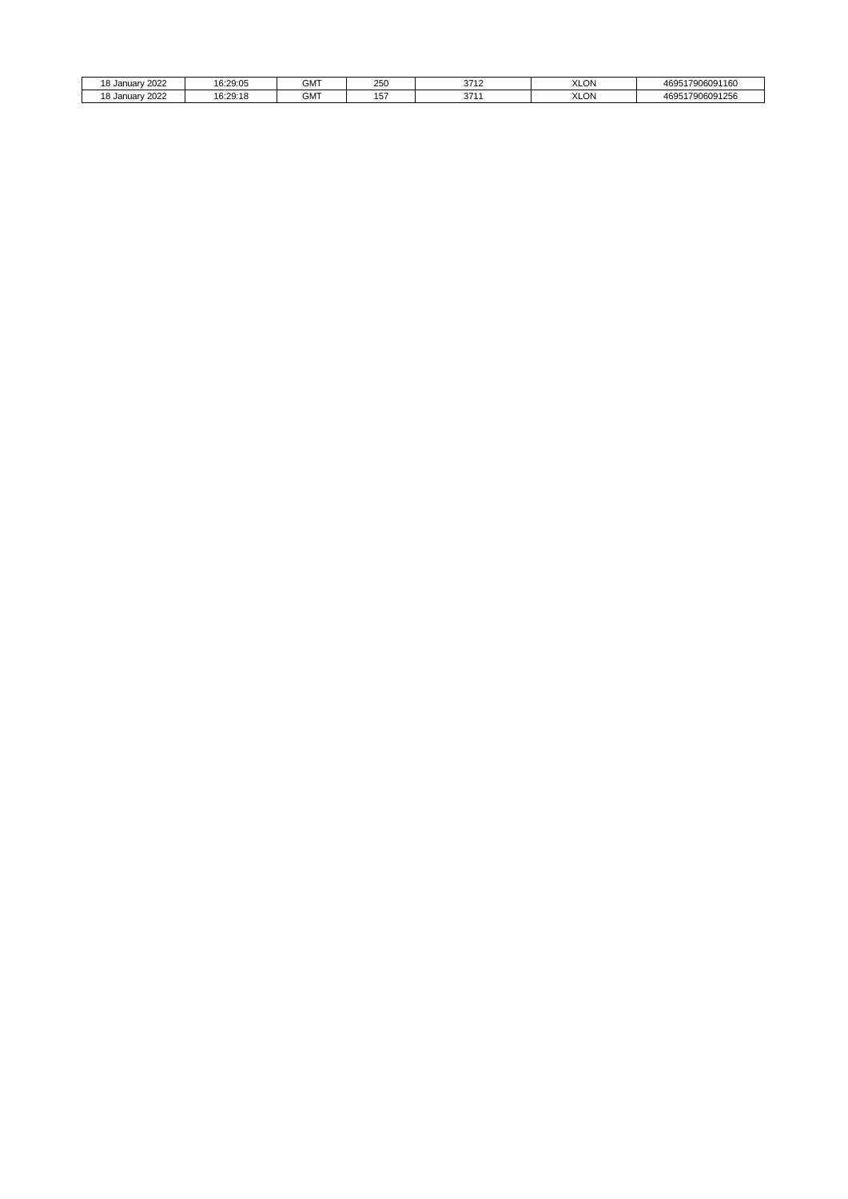| 18 January 2022 | 16:29:05 | GMT | 250 | 3712 | XLON | 469517906091160 |
|---|---|---|---|---|---|---|
| 18 January 2022 | 16:29:18 | GMT | 157 | 3711 | XLON | 469517906091256 |